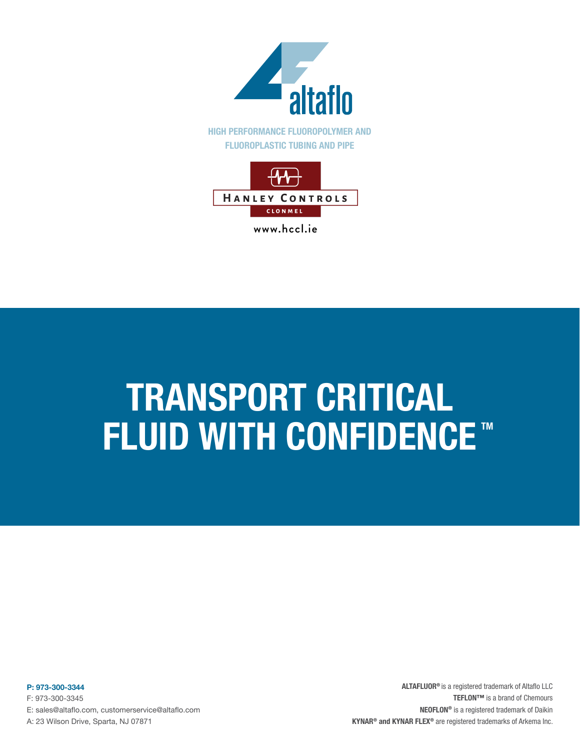altaflo

HIGH PERFORMANCE FLUOROPOLYMER AND
FLUOROPLASTIC TUBING AND PIPE

HANLEY CONTROLS
CLONMEL

www.hccl.ie

# TRANSPORT CRITICAL FLUID WITH CONFIDENCE ™

**P: 973-300-3344**
F: 973-300-3345
E: sales@altaflo.com, customerservice@altaflo.com
A: 23 Wilson Drive, Sparta, NJ 07871

**ALTAFLUOR®** is a registered trademark of Altaflo LLC
**TEFLON™** is a brand of Chemours
**NEOFLON®** is a registered trademark of Daikin
**KYNAR® and KYNAR FLEX®** are registered trademarks of Arkema Inc.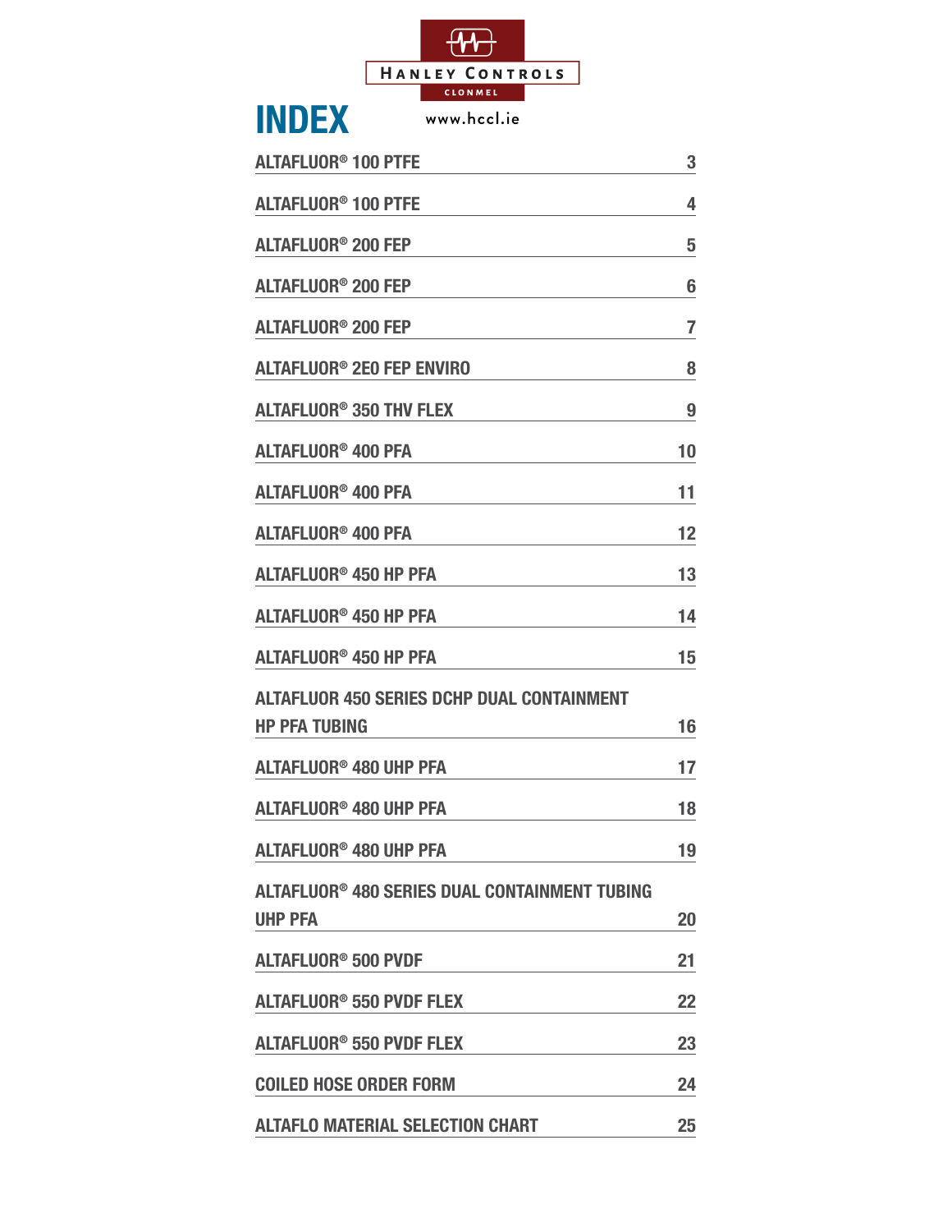HANLEY CONTROLS

CLONMEL

# INDEX

www.hccl.ie

| | |
|---|---|
| ALTAFLUOR® 100 PTFE | 3 |
| ALTAFLUOR® 100 PTFE | 4 |
| ALTAFLUOR® 200 FEP | 5 |
| ALTAFLUOR® 200 FEP | 6 |
| ALTAFLUOR® 200 FEP | 7 |
| ALTAFLUOR® 2E0 FEP ENVIRO | 8 |
| ALTAFLUOR® 350 THV FLEX | 9 |
| ALTAFLUOR® 400 PFA | 10 |
| ALTAFLUOR® 400 PFA | 11 |
| ALTAFLUOR® 400 PFA | 12 |
| ALTAFLUOR® 450 HP PFA | 13 |
| ALTAFLUOR® 450 HP PFA | 14 |
| ALTAFLUOR® 450 HP PFA | 15 |
| ALTAFLUOR 450 SERIES DCHP DUAL CONTAINMENT HP PFA TUBING | 16 |
| ALTAFLUOR® 480 UHP PFA | 17 |
| ALTAFLUOR® 480 UHP PFA | 18 |
| ALTAFLUOR® 480 UHP PFA | 19 |
| ALTAFLUOR® 480 SERIES DUAL CONTAINMENT TUBING UHP PFA | 20 |
| ALTAFLUOR® 500 PVDF | 21 |
| ALTAFLUOR® 550 PVDF FLEX | 22 |
| ALTAFLUOR® 550 PVDF FLEX | 23 |
| COILED HOSE ORDER FORM | 24 |
| ALTAFLO MATERIAL SELECTION CHART | 25 |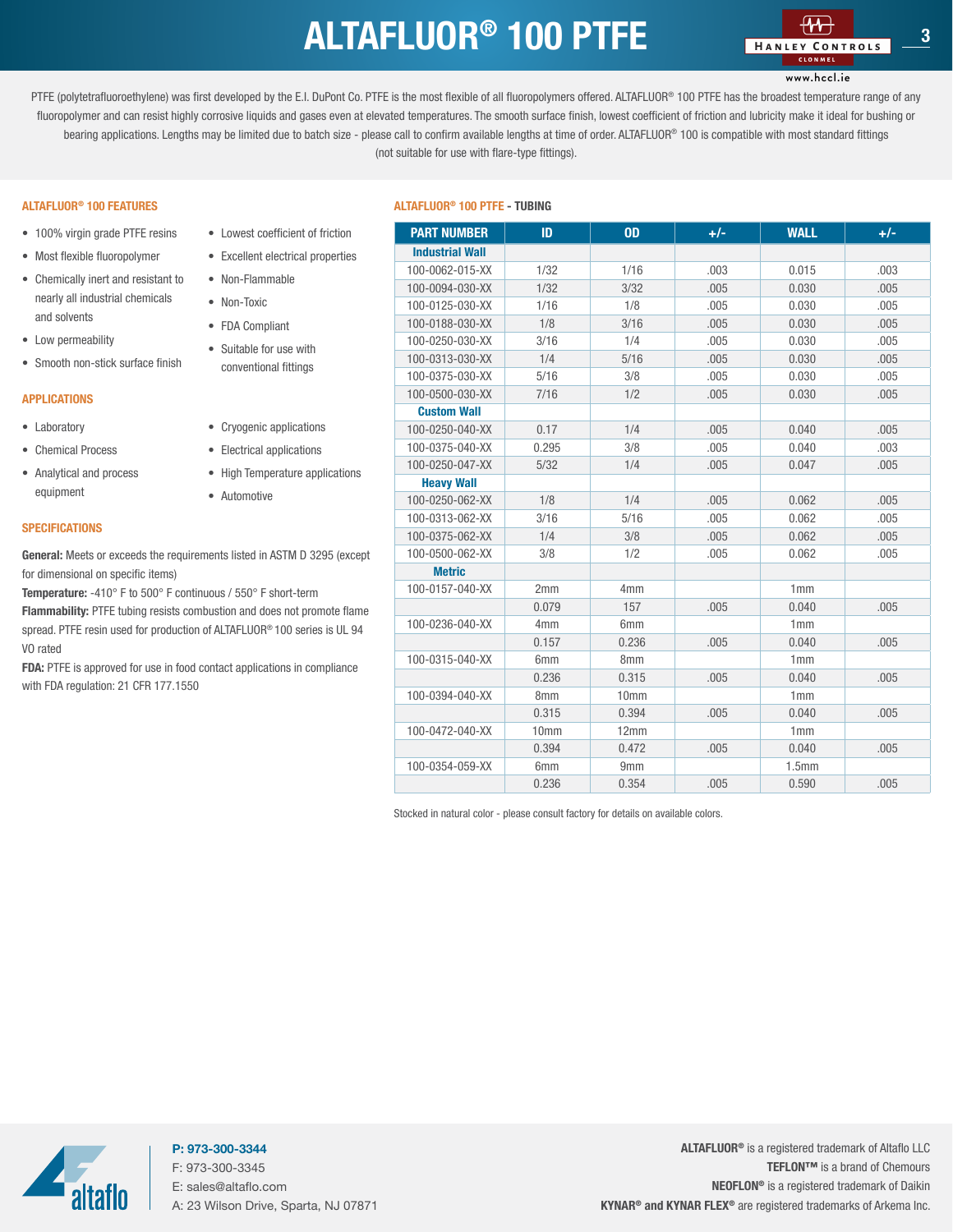# ALTAFLUOR® 100 PTFE

PTFE (polytetrafluoroethylene) was first developed by the E.I. DuPont Co. PTFE is the most flexible of all fluoropolymers offered. ALTAFLUOR® 100 PTFE has the broadest temperature range of any fluoropolymer and can resist highly corrosive liquids and gases even at elevated temperatures. The smooth surface finish, lowest coefficient of friction and lubricity make it ideal for bushing or bearing applications. Lengths may be limited due to batch size - please call to confirm available lengths at time of order. ALTAFLUOR® 100 is compatible with most standard fittings (not suitable for use with flare-type fittings).

## ALTAFLUOR® 100 FEATURES

- 100% virgin grade PTFE resins
- Most flexible fluoropolymer
- Chemically inert and resistant to nearly all industrial chemicals and solvents
- Low permeability
- Smooth non-stick surface finish
- Lowest coefficient of friction
- Excellent electrical properties
- Non-Flammable
- Non-Toxic
- FDA Compliant
- Suitable for use with conventional fittings

## APPLICATIONS

- Laboratory
- Chemical Process
- Analytical and process equipment
- Cryogenic applications
- Electrical applications
- High Temperature applications
- Automotive

## SPECIFICATIONS

**General:** Meets or exceeds the requirements listed in ASTM D 3295 (except for dimensional on specific items)

**Temperature:** -410° F to 500° F continuous / 550° F short-term

**Flammability:** PTFE tubing resists combustion and does not promote flame spread. PTFE resin used for production of ALTAFLUOR® 100 series is UL 94 VO rated

**FDA:** PTFE is approved for use in food contact applications in compliance with FDA regulation: 21 CFR 177.1550

## ALTAFLUOR® 100 PTFE - TUBING

| PART NUMBER | ID | OD | +/- | WALL | +/- |
|---|---|---|---|---|---|
| **Industrial Wall** | | | | | |
| 100-0062-015-XX | 1/32 | 1/16 | .003 | 0.015 | .003 |
| 100-0094-030-XX | 1/32 | 3/32 | .005 | 0.030 | .005 |
| 100-0125-030-XX | 1/16 | 1/8 | .005 | 0.030 | .005 |
| 100-0188-030-XX | 1/8 | 3/16 | .005 | 0.030 | .005 |
| 100-0250-030-XX | 3/16 | 1/4 | .005 | 0.030 | .005 |
| 100-0313-030-XX | 1/4 | 5/16 | .005 | 0.030 | .005 |
| 100-0375-030-XX | 5/16 | 3/8 | .005 | 0.030 | .005 |
| 100-0500-030-XX | 7/16 | 1/2 | .005 | 0.030 | .005 |
| **Custom Wall** | | | | | |
| 100-0250-040-XX | 0.17 | 1/4 | .005 | 0.040 | .005 |
| 100-0375-040-XX | 0.295 | 3/8 | .005 | 0.040 | .003 |
| 100-0250-047-XX | 5/32 | 1/4 | .005 | 0.047 | .005 |
| **Heavy Wall** | | | | | |
| 100-0250-062-XX | 1/8 | 1/4 | .005 | 0.062 | .005 |
| 100-0313-062-XX | 3/16 | 5/16 | .005 | 0.062 | .005 |
| 100-0375-062-XX | 1/4 | 3/8 | .005 | 0.062 | .005 |
| 100-0500-062-XX | 3/8 | 1/2 | .005 | 0.062 | .005 |
| **Metric** | | | | | |
| 100-0157-040-XX | 2mm | 4mm | | 1mm | |
| | 0.079 | 157 | .005 | 0.040 | .005 |
| 100-0236-040-XX | 4mm | 6mm | | 1mm | |
| | 0.157 | 0.236 | .005 | 0.040 | .005 |
| 100-0315-040-XX | 6mm | 8mm | | 1mm | |
| | 0.236 | 0.315 | .005 | 0.040 | .005 |
| 100-0394-040-XX | 8mm | 10mm | | 1mm | |
| | 0.315 | 0.394 | .005 | 0.040 | .005 |
| 100-0472-040-XX | 10mm | 12mm | | 1mm | |
| | 0.394 | 0.472 | .005 | 0.040 | .005 |
| 100-0354-059-XX | 6mm | 9mm | | 1.5mm | |
| | 0.236 | 0.354 | .005 | 0.590 | .005 |

Stocked in natural color - please consult factory for details on available colors.

**P: 973-300-3344**
F: 973-300-3345
E: sales@altaflo.com
A: 23 Wilson Drive, Sparta, NJ 07871

**ALTAFLUOR®** is a registered trademark of Altaflo LLC
**TEFLON™** is a brand of Chemours
**NEOFLON®** is a registered trademark of Daikin
**KYNAR® and KYNAR FLEX®** are registered trademarks of Arkema Inc.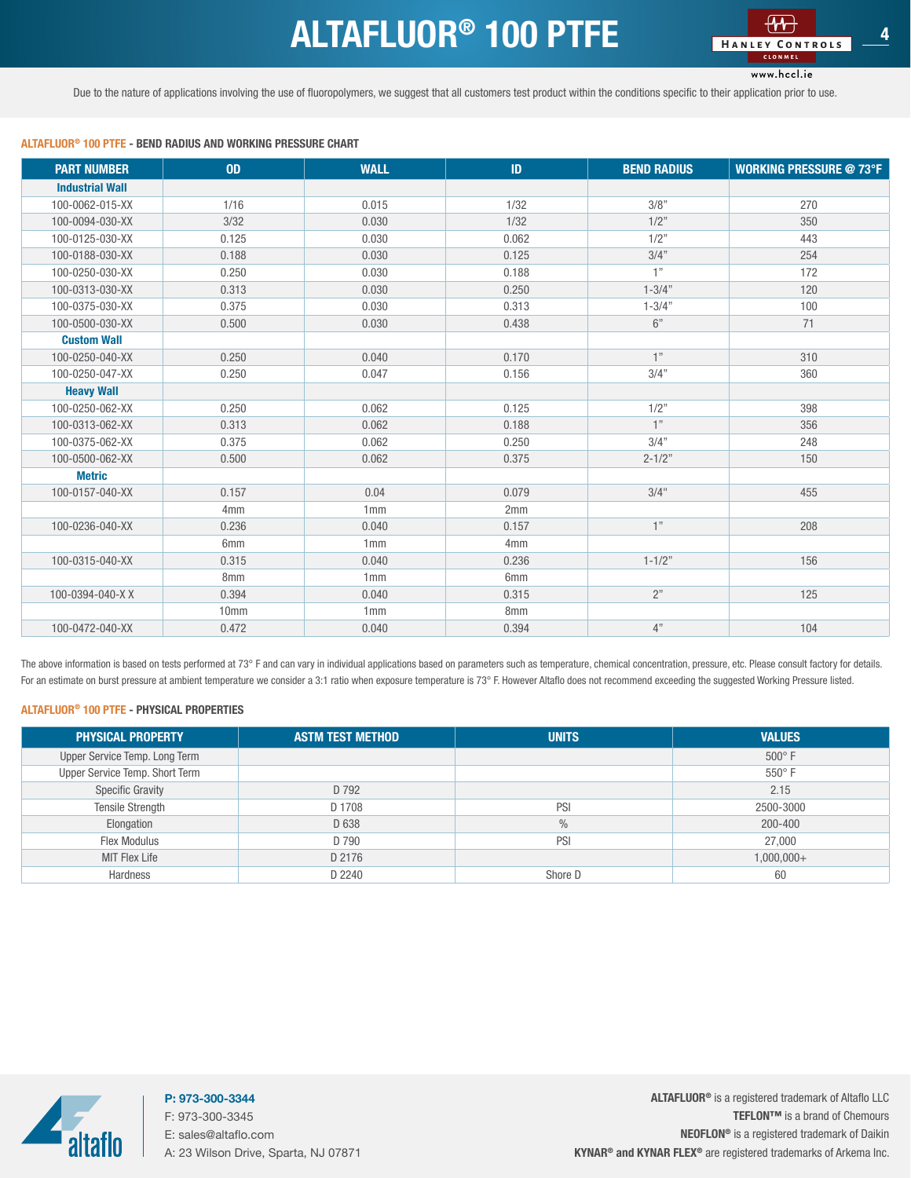# ALTAFLUOR® 100 PTFE

Due to the nature of applications involving the use of fluoropolymers, we suggest that all customers test product within the conditions specific to their application prior to use.

### ALTAFLUOR® 100 PTFE - BEND RADIUS AND WORKING PRESSURE CHART

| PART NUMBER | OD | WALL | ID | BEND RADIUS | WORKING PRESSURE @ 73°F |
|---|---|---|---|---|---|
| **Industrial Wall** | | | | | |
| 100-0062-015-XX | 1/16 | 0.015 | 1/32 | 3/8” | 270 |
| 100-0094-030-XX | 3/32 | 0.030 | 1/32 | 1/2” | 350 |
| 100-0125-030-XX | 0.125 | 0.030 | 0.062 | 1/2” | 443 |
| 100-0188-030-XX | 0.188 | 0.030 | 0.125 | 3/4” | 254 |
| 100-0250-030-XX | 0.250 | 0.030 | 0.188 | 1” | 172 |
| 100-0313-030-XX | 0.313 | 0.030 | 0.250 | 1-3/4” | 120 |
| 100-0375-030-XX | 0.375 | 0.030 | 0.313 | 1-3/4” | 100 |
| 100-0500-030-XX | 0.500 | 0.030 | 0.438 | 6” | 71 |
| **Custom Wall** | | | | | |
| 100-0250-040-XX | 0.250 | 0.040 | 0.170 | 1” | 310 |
| 100-0250-047-XX | 0.250 | 0.047 | 0.156 | 3/4” | 360 |
| **Heavy Wall** | | | | | |
| 100-0250-062-XX | 0.250 | 0.062 | 0.125 | 1/2” | 398 |
| 100-0313-062-XX | 0.313 | 0.062 | 0.188 | 1” | 356 |
| 100-0375-062-XX | 0.375 | 0.062 | 0.250 | 3/4” | 248 |
| 100-0500-062-XX | 0.500 | 0.062 | 0.375 | 2-1/2” | 150 |
| **Metric** | | | | | |
| 100-0157-040-XX | 0.157 | 0.04 | 0.079 | 3/4" | 455 |
| | 4mm | 1mm | 2mm | | |
| 100-0236-040-XX | 0.236 | 0.040 | 0.157 | 1” | 208 |
| | 6mm | 1mm | 4mm | | |
| 100-0315-040-XX | 0.315 | 0.040 | 0.236 | 1-1/2” | 156 |
| | 8mm | 1mm | 6mm | | |
| 100-0394-040-X X | 0.394 | 0.040 | 0.315 | 2” | 125 |
| | 10mm | 1mm | 8mm | | |
| 100-0472-040-XX | 0.472 | 0.040 | 0.394 | 4” | 104 |

The above information is based on tests performed at 73° F and can vary in individual applications based on parameters such as temperature, chemical concentration, pressure, etc. Please consult factory for details. For an estimate on burst pressure at ambient temperature we consider a 3:1 ratio when exposure temperature is 73° F. However Altaflo does not recommend exceeding the suggested Working Pressure listed.

### ALTAFLUOR® 100 PTFE - PHYSICAL PROPERTIES

| PHYSICAL PROPERTY | ASTM TEST METHOD | UNITS | VALUES |
|---|---|---|---|
| Upper Service Temp. Long Term | | | 500° F |
| Upper Service Temp. Short Term | | | 550° F |
| Specific Gravity | D 792 | | 2.15 |
| Tensile Strength | D 1708 | PSI | 2500-3000 |
| Elongation | D 638 | % | 200-400 |
| Flex Modulus | D 790 | PSI | 27,000 |
| MIT Flex Life | D 2176 | | 1,000,000+ |
| Hardness | D 2240 | Shore D | 60 |

**P: 973-300-3344**
F: 973-300-3345
E: sales@altaflo.com
A: 23 Wilson Drive, Sparta, NJ 07871

**ALTAFLUOR®** is a registered trademark of Altaflo LLC
**TEFLON™** is a brand of Chemours
**NEOFLON®** is a registered trademark of Daikin
**KYNAR® and KYNAR FLEX®** are registered trademarks of Arkema Inc.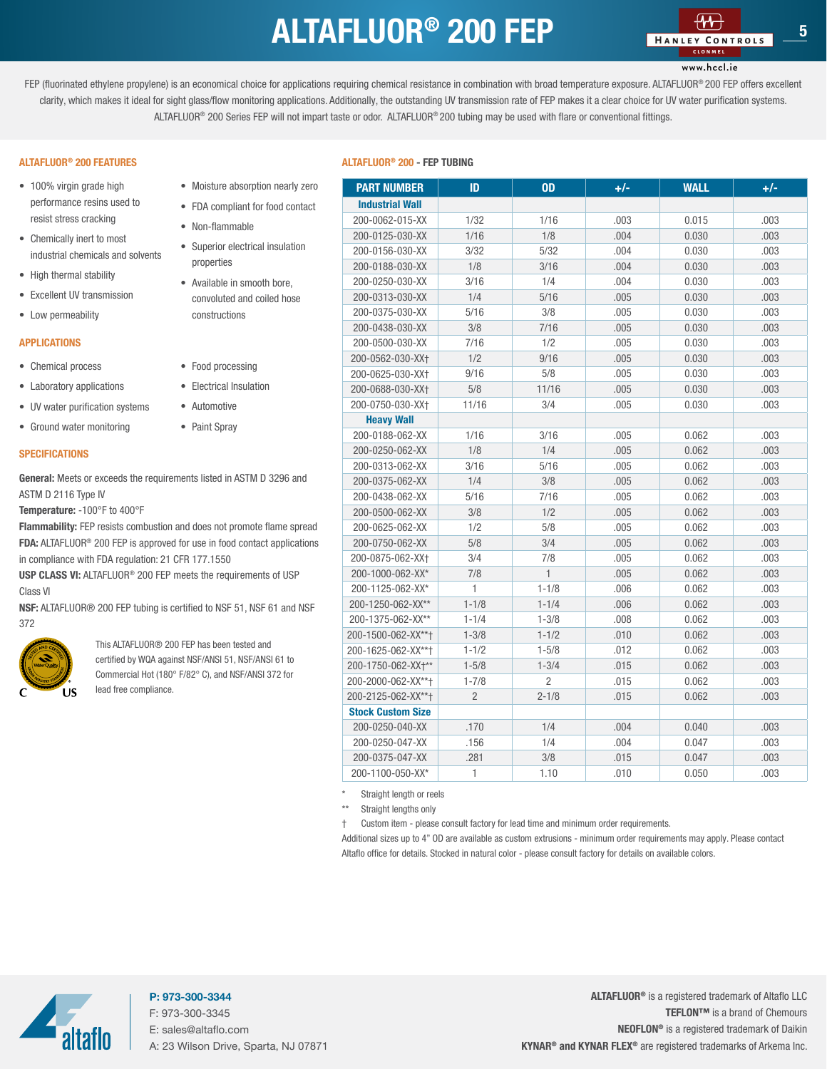# ALTAFLUOR® 200 FEP

FEP (fluorinated ethylene propylene) is an economical choice for applications requiring chemical resistance in combination with broad temperature exposure. ALTAFLUOR® 200 FEP offers excellent clarity, which makes it ideal for sight glass/flow monitoring applications. Additionally, the outstanding UV transmission rate of FEP makes it a clear choice for UV water purification systems. ALTAFLUOR® 200 Series FEP will not impart taste or odor. ALTAFLUOR® 200 tubing may be used with flare or conventional fittings.

## ALTAFLUOR® 200 FEATURES

- 100% virgin grade high performance resins used to resist stress cracking
- Chemically inert to most industrial chemicals and solvents
- High thermal stability
- Excellent UV transmission
- Low permeability
- Moisture absorption nearly zero
- FDA compliant for food contact
- Non-flammable
- Superior electrical insulation properties
- Available in smooth bore, convoluted and coiled hose constructions

## APPLICATIONS

- Chemical process
- Laboratory applications
- UV water purification systems
- Ground water monitoring
- Food processing
- Electrical Insulation
- Automotive
- Paint Spray

## SPECIFICATIONS

**General:** Meets or exceeds the requirements listed in ASTM D 3296 and ASTM D 2116 Type IV

**Temperature:** -100°F to 400°F

**Flammability:** FEP resists combustion and does not promote flame spread

**FDA:** ALTAFLUOR® 200 FEP is approved for use in food contact applications in compliance with FDA regulation: 21 CFR 177.1550

**USP CLASS VI:** ALTAFLUOR® 200 FEP meets the requirements of USP Class VI

**NSF:** ALTAFLUOR® 200 FEP tubing is certified to NSF 51, NSF 61 and NSF 372

This ALTAFLUOR® 200 FEP has been tested and certified by WQA against NSF/ANSI 51, NSF/ANSI 61 to Commercial Hot (180° F/82° C), and NSF/ANSI 372 for lead free compliance.

## ALTAFLUOR® 200 - FEP TUBING

| PART NUMBER | ID | OD | +/- | WALL | +/- |
|---|---|---|---|---|---|
| **Industrial Wall** | | | | | |
| 200-0062-015-XX | 1/32 | 1/16 | .003 | 0.015 | .003 |
| 200-0125-030-XX | 1/16 | 1/8 | .004 | 0.030 | .003 |
| 200-0156-030-XX | 3/32 | 5/32 | .004 | 0.030 | .003 |
| 200-0188-030-XX | 1/8 | 3/16 | .004 | 0.030 | .003 |
| 200-0250-030-XX | 3/16 | 1/4 | .004 | 0.030 | .003 |
| 200-0313-030-XX | 1/4 | 5/16 | .005 | 0.030 | .003 |
| 200-0375-030-XX | 5/16 | 3/8 | .005 | 0.030 | .003 |
| 200-0438-030-XX | 3/8 | 7/16 | .005 | 0.030 | .003 |
| 200-0500-030-XX | 7/16 | 1/2 | .005 | 0.030 | .003 |
| 200-0562-030-XX† | 1/2 | 9/16 | .005 | 0.030 | .003 |
| 200-0625-030-XX† | 9/16 | 5/8 | .005 | 0.030 | .003 |
| 200-0688-030-XX† | 5/8 | 11/16 | .005 | 0.030 | .003 |
| 200-0750-030-XX† | 11/16 | 3/4 | .005 | 0.030 | .003 |
| **Heavy Wall** | | | | | |
| 200-0188-062-XX | 1/16 | 3/16 | .005 | 0.062 | .003 |
| 200-0250-062-XX | 1/8 | 1/4 | .005 | 0.062 | .003 |
| 200-0313-062-XX | 3/16 | 5/16 | .005 | 0.062 | .003 |
| 200-0375-062-XX | 1/4 | 3/8 | .005 | 0.062 | .003 |
| 200-0438-062-XX | 5/16 | 7/16 | .005 | 0.062 | .003 |
| 200-0500-062-XX | 3/8 | 1/2 | .005 | 0.062 | .003 |
| 200-0625-062-XX | 1/2 | 5/8 | .005 | 0.062 | .003 |
| 200-0750-062-XX | 5/8 | 3/4 | .005 | 0.062 | .003 |
| 200-0875-062-XX† | 3/4 | 7/8 | .005 | 0.062 | .003 |
| 200-1000-062-XX* | 7/8 | 1 | .005 | 0.062 | .003 |
| 200-1125-062-XX* | 1 | 1-1/8 | .006 | 0.062 | .003 |
| 200-1250-062-XX** | 1-1/8 | 1-1/4 | .006 | 0.062 | .003 |
| 200-1375-062-XX** | 1-1/4 | 1-3/8 | .008 | 0.062 | .003 |
| 200-1500-062-XX**† | 1-3/8 | 1-1/2 | .010 | 0.062 | .003 |
| 200-1625-062-XX**† | 1-1/2 | 1-5/8 | .012 | 0.062 | .003 |
| 200-1750-062-XX†** | 1-5/8 | 1-3/4 | .015 | 0.062 | .003 |
| 200-2000-062-XX**† | 1-7/8 | 2 | .015 | 0.062 | .003 |
| 200-2125-062-XX**† | 2 | 2-1/8 | .015 | 0.062 | .003 |
| **Stock Custom Size** | | | | | |
| 200-0250-040-XX | .170 | 1/4 | .004 | 0.040 | .003 |
| 200-0250-047-XX | .156 | 1/4 | .004 | 0.047 | .003 |
| 200-0375-047-XX | .281 | 3/8 | .015 | 0.047 | .003 |
| 200-1100-050-XX* | 1 | 1.10 | .010 | 0.050 | .003 |

\* Straight length or reels

\*\* Straight lengths only

† Custom item - please consult factory for lead time and minimum order requirements.

Additional sizes up to 4" OD are available as custom extrusions - minimum order requirements may apply. Please contact Altaflo office for details. Stocked in natural color - please consult factory for details on available colors.

**P: 973-300-3344**
F: 973-300-3345
E: sales@altaflo.com
A: 23 Wilson Drive, Sparta, NJ 07871

**ALTAFLUOR®** is a registered trademark of Altaflo LLC
**TEFLON™** is a brand of Chemours
**NEOFLON®** is a registered trademark of Daikin
**KYNAR® and KYNAR FLEX®** are registered trademarks of Arkema Inc.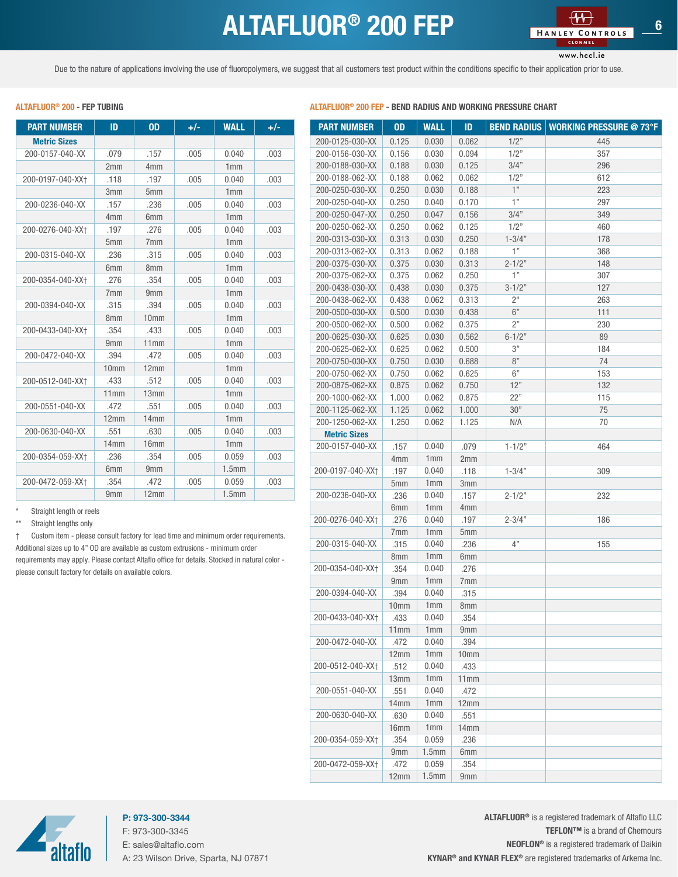# ALTAFLUOR® 200 FEP

Due to the nature of applications involving the use of fluoropolymers, we suggest that all customers test product within the conditions specific to their application prior to use.

## ALTAFLUOR® 200 - FEP TUBING

| PART NUMBER | ID | OD | +/- | WALL | +/- |
|---|---|---|---|---|---|
| **Metric Sizes** | | | | | |
| 200-0157-040-XX | .079 | .157 | .005 | 0.040 | .003 |
| | 2mm | 4mm | | 1mm | |
| 200-0197-040-XX† | .118 | .197 | .005 | 0.040 | .003 |
| | 3mm | 5mm | | 1mm | |
| 200-0236-040-XX | .157 | .236 | .005 | 0.040 | .003 |
| | 4mm | 6mm | | 1mm | |
| 200-0276-040-XX† | .197 | .276 | .005 | 0.040 | .003 |
| | 5mm | 7mm | | 1mm | |
| 200-0315-040-XX | .236 | .315 | .005 | 0.040 | .003 |
| | 6mm | 8mm | | 1mm | |
| 200-0354-040-XX† | .276 | .354 | .005 | 0.040 | .003 |
| | 7mm | 9mm | | 1mm | |
| 200-0394-040-XX | .315 | .394 | .005 | 0.040 | .003 |
| | 8mm | 10mm | | 1mm | |
| 200-0433-040-XX† | .354 | .433 | .005 | 0.040 | .003 |
| | 9mm | 11mm | | 1mm | |
| 200-0472-040-XX | .394 | .472 | .005 | 0.040 | .003 |
| | 10mm | 12mm | | 1mm | |
| 200-0512-040-XX† | .433 | .512 | .005 | 0.040 | .003 |
| | 11mm | 13mm | | 1mm | |
| 200-0551-040-XX | .472 | .551 | .005 | 0.040 | .003 |
| | 12mm | 14mm | | 1mm | |
| 200-0630-040-XX | .551 | .630 | .005 | 0.040 | .003 |
| | 14mm | 16mm | | 1mm | |
| 200-0354-059-XX† | .236 | .354 | .005 | 0.059 | .003 |
| | 6mm | 9mm | | 1.5mm | |
| 200-0472-059-XX† | .354 | .472 | .005 | 0.059 | .003 |
| | 9mm | 12mm | | 1.5mm | |

\* Straight length or reels

\** Straight lengths only

† Custom item - please consult factory for lead time and minimum order requirements. Additional sizes up to 4" OD are available as custom extrusions - minimum order requirements may apply. Please contact Altaflo office for details. Stocked in natural color - please consult factory for details on available colors.

## ALTAFLUOR® 200 FEP - BEND RADIUS AND WORKING PRESSURE CHART

| PART NUMBER | OD | WALL | ID | BEND RADIUS | WORKING PRESSURE @ 73°F |
|---|---|---|---|---|---|
| 200-0125-030-XX | 0.125 | 0.030 | 0.062 | 1/2" | 445 |
| 200-0156-030-XX | 0.156 | 0.030 | 0.094 | 1/2" | 357 |
| 200-0188-030-XX | 0.188 | 0.030 | 0.125 | 3/4" | 296 |
| 200-0188-062-XX | 0.188 | 0.062 | 0.062 | 1/2" | 612 |
| 200-0250-030-XX | 0.250 | 0.030 | 0.188 | 1" | 223 |
| 200-0250-040-XX | 0.250 | 0.040 | 0.170 | 1" | 297 |
| 200-0250-047-XX | 0.250 | 0.047 | 0.156 | 3/4" | 349 |
| 200-0250-062-XX | 0.250 | 0.062 | 0.125 | 1/2" | 460 |
| 200-0313-030-XX | 0.313 | 0.030 | 0.250 | 1-3/4" | 178 |
| 200-0313-062-XX | 0.313 | 0.062 | 0.188 | 1" | 368 |
| 200-0375-030-XX | 0.375 | 0.030 | 0.313 | 2-1/2" | 148 |
| 200-0375-062-XX | 0.375 | 0.062 | 0.250 | 1" | 307 |
| 200-0438-030-XX | 0.438 | 0.030 | 0.375 | 3-1/2" | 127 |
| 200-0438-062-XX | 0.438 | 0.062 | 0.313 | 2" | 263 |
| 200-0500-030-XX | 0.500 | 0.030 | 0.438 | 6" | 111 |
| 200-0500-062-XX | 0.500 | 0.062 | 0.375 | 2" | 230 |
| 200-0625-030-XX | 0.625 | 0.030 | 0.562 | 6-1/2" | 89 |
| 200-0625-062-XX | 0.625 | 0.062 | 0.500 | 3" | 184 |
| 200-0750-030-XX | 0.750 | 0.030 | 0.688 | 8" | 74 |
| 200-0750-062-XX | 0.750 | 0.062 | 0.625 | 6" | 153 |
| 200-0875-062-XX | 0.875 | 0.062 | 0.750 | 12" | 132 |
| 200-1000-062-XX | 1.000 | 0.062 | 0.875 | 22" | 115 |
| 200-1125-062-XX | 1.125 | 0.062 | 1.000 | 30" | 75 |
| 200-1250-062-XX | 1.250 | 0.062 | 1.125 | N/A | 70 |
| **Metric Sizes** | | | | | |
| 200-0157-040-XX | .157 | 0.040 | .079 | 1-1/2" | 464 |
| | 4mm | 1mm | 2mm | | |
| 200-0197-040-XX† | .197 | 0.040 | .118 | 1-3/4" | 309 |
| | 5mm | 1mm | 3mm | | |
| 200-0236-040-XX | .236 | 0.040 | .157 | 2-1/2" | 232 |
| | 6mm | 1mm | 4mm | | |
| 200-0276-040-XX† | .276 | 0.040 | .197 | 2-3/4" | 186 |
| | 7mm | 1mm | 5mm | | |
| 200-0315-040-XX | .315 | 0.040 | .236 | 4" | 155 |
| | 8mm | 1mm | 6mm | | |
| 200-0354-040-XX† | .354 | 0.040 | .276 | | |
| | 9mm | 1mm | 7mm | | |
| 200-0394-040-XX | .394 | 0.040 | .315 | | |
| | 10mm | 1mm | 8mm | | |
| 200-0433-040-XX† | .433 | 0.040 | .354 | | |
| | 11mm | 1mm | 9mm | | |
| 200-0472-040-XX | .472 | 0.040 | .394 | | |
| | 12mm | 1mm | 10mm | | |
| 200-0512-040-XX† | .512 | 0.040 | .433 | | |
| | 13mm | 1mm | 11mm | | |
| 200-0551-040-XX | .551 | 0.040 | .472 | | |
| | 14mm | 1mm | 12mm | | |
| 200-0630-040-XX | .630 | 0.040 | .551 | | |
| | 16mm | 1mm | 14mm | | |
| 200-0354-059-XX† | .354 | 0.059 | .236 | | |
| | 9mm | 1.5mm | 6mm | | |
| 200-0472-059-XX† | .472 | 0.059 | .354 | | |
| | 12mm | 1.5mm | 9mm | | |

**P: 973-300-3344**
F: 973-300-3345
E: sales@altaflo.com
A: 23 Wilson Drive, Sparta, NJ 07871

**ALTAFLUOR®** is a registered trademark of Altaflo LLC
**TEFLON™** is a brand of Chemours
**NEOFLON®** is a registered trademark of Daikin
**KYNAR® and KYNAR FLEX®** are registered trademarks of Arkema Inc.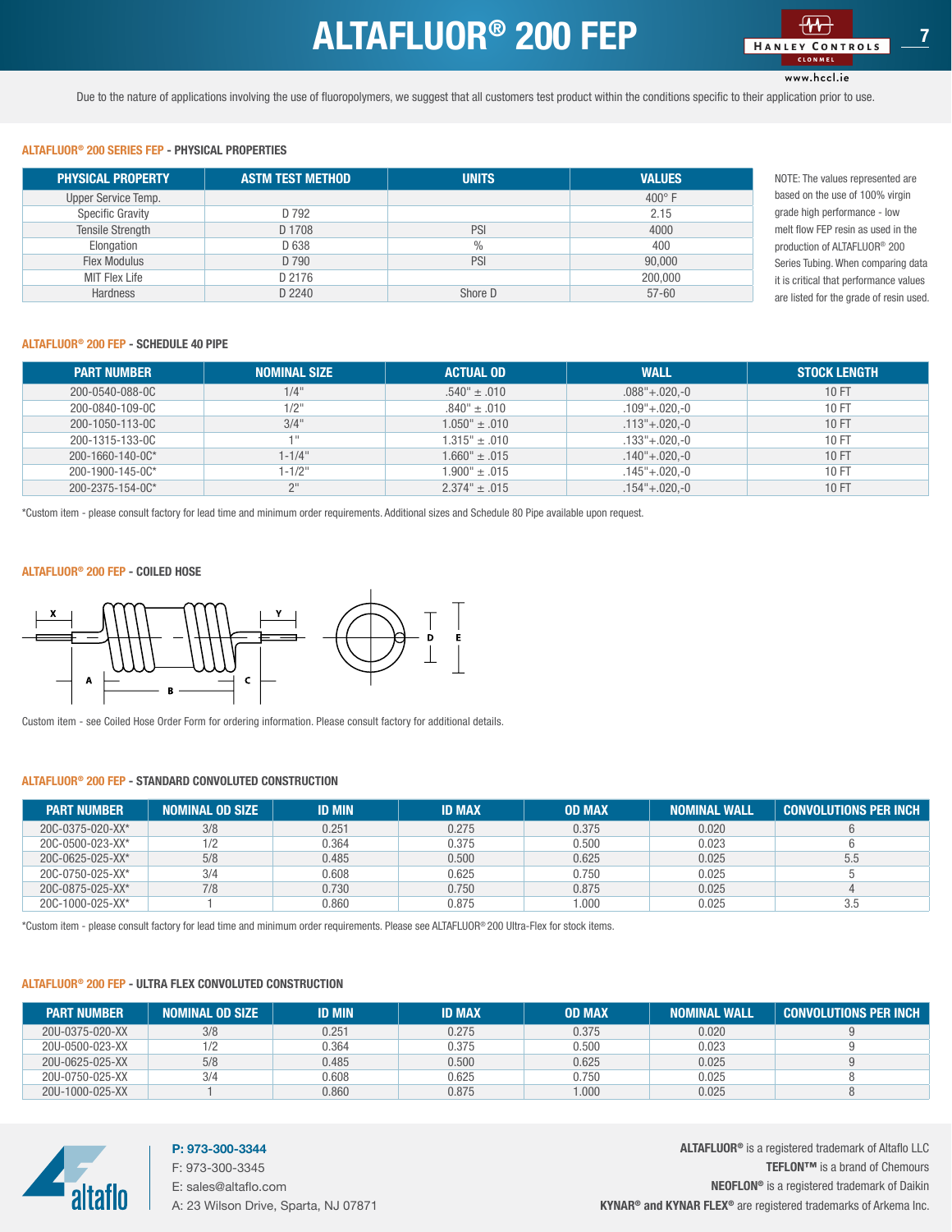# ALTAFLUOR® 200 FEP

Due to the nature of applications involving the use of fluoropolymers, we suggest that all customers test product within the conditions specific to their application prior to use.

### ALTAFLUOR® 200 SERIES FEP - PHYSICAL PROPERTIES

| PHYSICAL PROPERTY | ASTM TEST METHOD | UNITS | VALUES |
|---|---|---|---|
| Upper Service Temp. | | | 400° F |
| Specific Gravity | D 792 | | 2.15 |
| Tensile Strength | D 1708 | PSI | 4000 |
| Elongation | D 638 | % | 400 |
| Flex Modulus | D 790 | PSI | 90,000 |
| MIT Flex Life | D 2176 | | 200,000 |
| Hardness | D 2240 | Shore D | 57-60 |

NOTE: The values represented are based on the use of 100% virgin grade high performance - low melt flow FEP resin as used in the production of ALTAFLUOR® 200 Series Tubing. When comparing data it is critical that performance values are listed for the grade of resin used.

### ALTAFLUOR® 200 FEP - SCHEDULE 40 PIPE

| PART NUMBER | NOMINAL SIZE | ACTUAL OD | WALL | STOCK LENGTH |
|---|---|---|---|---|
| 200-0540-088-0C | 1/4" | .540" ± .010 | .088"+.020,-0 | 10 FT |
| 200-0840-109-0C | 1/2" | .840" ± .010 | .109"+.020,-0 | 10 FT |
| 200-1050-113-0C | 3/4" | 1.050" ± .010 | .113"+.020,-0 | 10 FT |
| 200-1315-133-0C | 1" | 1.315" ± .010 | .133"+.020,-0 | 10 FT |
| 200-1660-140-0C* | 1-1/4" | 1.660" ± .015 | .140"+.020,-0 | 10 FT |
| 200-1900-145-0C* | 1-1/2" | 1.900" ± .015 | .145"+.020,-0 | 10 FT |
| 200-2375-154-0C* | 2" | 2.374" ± .015 | .154"+.020,-0 | 10 FT |

*Custom item - please consult factory for lead time and minimum order requirements. Additional sizes and Schedule 80 Pipe available upon request.

### ALTAFLUOR® 200 FEP - COILED HOSE

X Y A B C D E

Custom item - see Coiled Hose Order Form for ordering information. Please consult factory for additional details.

### ALTAFLUOR® 200 FEP - STANDARD CONVOLUTED CONSTRUCTION

| PART NUMBER | NOMINAL OD SIZE | ID MIN | ID MAX | OD MAX | NOMINAL WALL | CONVOLUTIONS PER INCH |
|---|---|---|---|---|---|---|
| 20C-0375-020-XX* | 3/8 | 0.251 | 0.275 | 0.375 | 0.020 | 6 |
| 20C-0500-023-XX* | 1/2 | 0.364 | 0.375 | 0.500 | 0.023 | 6 |
| 20C-0625-025-XX* | 5/8 | 0.485 | 0.500 | 0.625 | 0.025 | 5.5 |
| 20C-0750-025-XX* | 3/4 | 0.608 | 0.625 | 0.750 | 0.025 | 5 |
| 20C-0875-025-XX* | 7/8 | 0.730 | 0.750 | 0.875 | 0.025 | 4 |
| 20C-1000-025-XX* | 1 | 0.860 | 0.875 | 1.000 | 0.025 | 3.5 |

*Custom item - please consult factory for lead time and minimum order requirements. Please see ALTAFLUOR® 200 Ultra-Flex for stock items.

### ALTAFLUOR® 200 FEP - ULTRA FLEX CONVOLUTED CONSTRUCTION

| PART NUMBER | NOMINAL OD SIZE | ID MIN | ID MAX | OD MAX | NOMINAL WALL | CONVOLUTIONS PER INCH |
|---|---|---|---|---|---|---|
| 20U-0375-020-XX | 3/8 | 0.251 | 0.275 | 0.375 | 0.020 | 9 |
| 20U-0500-023-XX | 1/2 | 0.364 | 0.375 | 0.500 | 0.023 | 9 |
| 20U-0625-025-XX | 5/8 | 0.485 | 0.500 | 0.625 | 0.025 | 9 |
| 20U-0750-025-XX | 3/4 | 0.608 | 0.625 | 0.750 | 0.025 | 8 |
| 20U-1000-025-XX | 1 | 0.860 | 0.875 | 1.000 | 0.025 | 8 |

**P: 973-300-3344**
F: 973-300-3345
E: sales@altaflo.com
A: 23 Wilson Drive, Sparta, NJ 07871

**ALTAFLUOR®** is a registered trademark of Altaflo LLC
**TEFLON™** is a brand of Chemours
**NEOFLON®** is a registered trademark of Daikin
**KYNAR® and KYNAR FLEX®** are registered trademarks of Arkema Inc.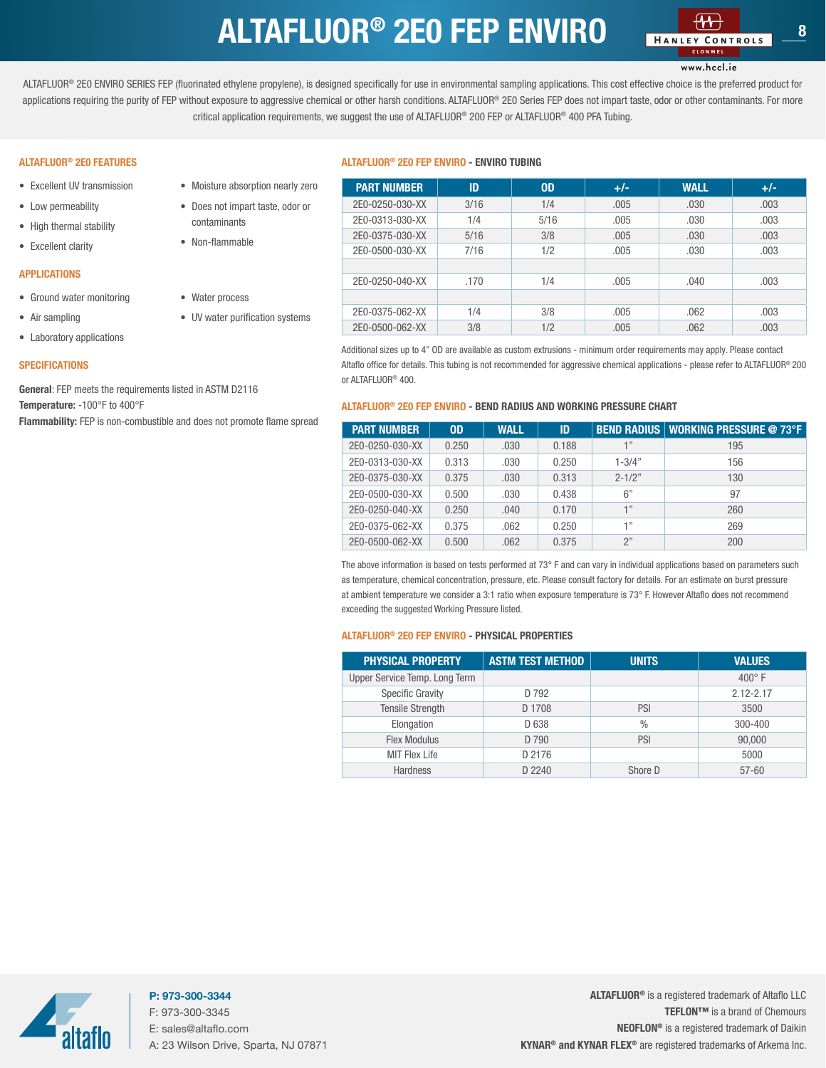# ALTAFLUOR® 2E0 FEP ENVIRO

www.hccl.ie

ALTAFLUOR® 2E0 ENVIRO SERIES FEP (fluorinated ethylene propylene), is designed specifically for use in environmental sampling applications. This cost effective choice is the preferred product for applications requiring the purity of FEP without exposure to aggressive chemical or other harsh conditions. ALTAFLUOR® 2E0 Series FEP does not impart taste, odor or other contaminants. For more critical application requirements, we suggest the use of ALTAFLUOR® 200 FEP or ALTAFLUOR® 400 PFA Tubing.

## ALTAFLUOR® 2E0 FEATURES

- Excellent UV transmission
- Low permeability
- High thermal stability
- Excellent clarity
- Moisture absorption nearly zero
- Does not impart taste, odor or contaminants
- Non-flammable

## APPLICATIONS

- Ground water monitoring
- Air sampling
- Laboratory applications
- Water process
- UV water purification systems

## SPECIFICATIONS

**General**: FEP meets the requirements listed in ASTM D2116
**Temperature:** -100°F to 400°F
**Flammability:** FEP is non-combustible and does not promote flame spread

## ALTAFLUOR® 2E0 FEP ENVIRO - ENVIRO TUBING

| PART NUMBER | ID | OD | +/- | WALL | +/- |
|---|---|---|---|---|---|
| 2E0-0250-030-XX | 3/16 | 1/4 | .005 | .030 | .003 |
| 2E0-0313-030-XX | 1/4 | 5/16 | .005 | .030 | .003 |
| 2E0-0375-030-XX | 5/16 | 3/8 | .005 | .030 | .003 |
| 2E0-0500-030-XX | 7/16 | 1/2 | .005 | .030 | .003 |
| | | | | | |
| 2E0-0250-040-XX | .170 | 1/4 | .005 | .040 | .003 |
| | | | | | |
| 2E0-0375-062-XX | 1/4 | 3/8 | .005 | .062 | .003 |
| 2E0-0500-062-XX | 3/8 | 1/2 | .005 | .062 | .003 |

Additional sizes up to 4" OD are available as custom extrusions - minimum order requirements may apply. Please contact Altaflo office for details. This tubing is not recommended for aggressive chemical applications - please refer to ALTAFLUOR® 200 or ALTAFLUOR® 400.

## ALTAFLUOR® 2E0 FEP ENVIRO - BEND RADIUS AND WORKING PRESSURE CHART

| PART NUMBER | OD | WALL | ID | BEND RADIUS | WORKING PRESSURE @ 73°F |
|---|---|---|---|---|---|
| 2E0-0250-030-XX | 0.250 | .030 | 0.188 | 1" | 195 |
| 2E0-0313-030-XX | 0.313 | .030 | 0.250 | 1-3/4" | 156 |
| 2E0-0375-030-XX | 0.375 | .030 | 0.313 | 2-1/2" | 130 |
| 2E0-0500-030-XX | 0.500 | .030 | 0.438 | 6" | 97 |
| 2E0-0250-040-XX | 0.250 | .040 | 0.170 | 1" | 260 |
| 2E0-0375-062-XX | 0.375 | .062 | 0.250 | 1" | 269 |
| 2E0-0500-062-XX | 0.500 | .062 | 0.375 | 2" | 200 |

The above information is based on tests performed at 73° F and can vary in individual applications based on parameters such as temperature, chemical concentration, pressure, etc. Please consult factory for details. For an estimate on burst pressure at ambient temperature we consider a 3:1 ratio when exposure temperature is 73° F. However Altaflo does not recommend exceeding the suggested Working Pressure listed.

## ALTAFLUOR® 2E0 FEP ENVIRO - PHYSICAL PROPERTIES

| PHYSICAL PROPERTY | ASTM TEST METHOD | UNITS | VALUES |
|---|---|---|---|
| Upper Service Temp. Long Term | | | 400° F |
| Specific Gravity | D 792 | | 2.12-2.17 |
| Tensile Strength | D 1708 | PSI | 3500 |
| Elongation | D 638 | % | 300-400 |
| Flex Modulus | D 790 | PSI | 90,000 |
| MIT Flex Life | D 2176 | | 5000 |
| Hardness | D 2240 | Shore D | 57-60 |

**P: 973-300-3344**
F: 973-300-3345
E: sales@altaflo.com
A: 23 Wilson Drive, Sparta, NJ 07871

**ALTAFLUOR®** is a registered trademark of Altaflo LLC
**TEFLON™** is a brand of Chemours
**NEOFLON®** is a registered trademark of Daikin
**KYNAR® and KYNAR FLEX®** are registered trademarks of Arkema Inc.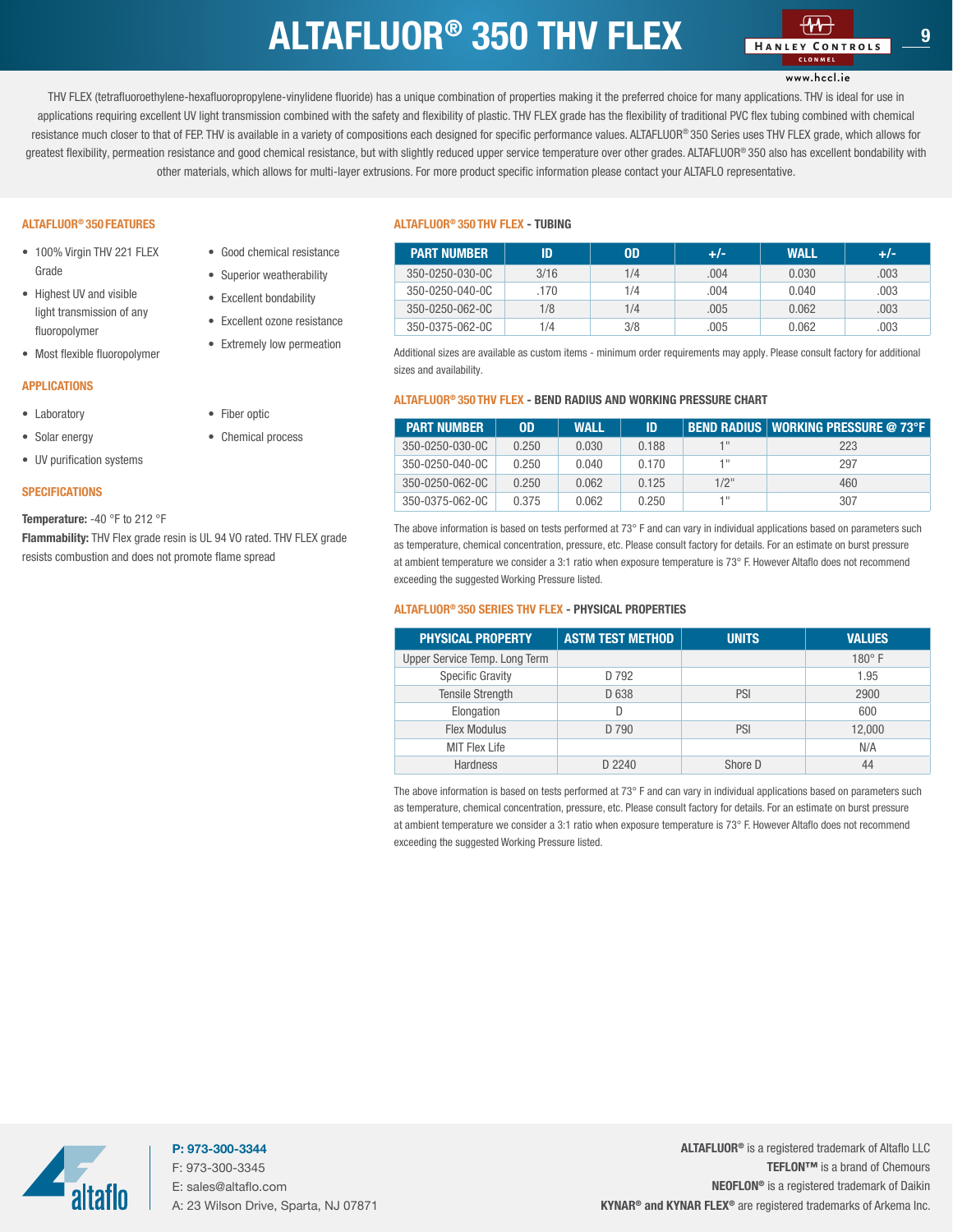# ALTAFLUOR® 350 THV FLEX

THV FLEX (tetrafluoroethylene-hexafluoropropylene-vinylidene fluoride) has a unique combination of properties making it the preferred choice for many applications. THV is ideal for use in applications requiring excellent UV light transmission combined with the safety and flexibility of plastic. THV FLEX grade has the flexibility of traditional PVC flex tubing combined with chemical resistance much closer to that of FEP. THV is available in a variety of compositions each designed for specific performance values. ALTAFLUOR® 350 Series uses THV FLEX grade, which allows for greatest flexibility, permeation resistance and good chemical resistance, but with slightly reduced upper service temperature over other grades. ALTAFLUOR® 350 also has excellent bondability with other materials, which allows for multi-layer extrusions. For more product specific information please contact your ALTAFLO representative.

## ALTAFLUOR® 350 FEATURES

- 100% Virgin THV 221 FLEX Grade
- Highest UV and visible light transmission of any fluoropolymer
- Most flexible fluoropolymer
- Good chemical resistance
- Superior weatherability
- Excellent bondability
- Excellent ozone resistance
- Extremely low permeation

## APPLICATIONS

- Laboratory
- Solar energy
- UV purification systems
- Fiber optic
- Chemical process

## SPECIFICATIONS

**Temperature:** -40 °F to 212 °F

**Flammability:** THV Flex grade resin is UL 94 VO rated. THV FLEX grade resists combustion and does not promote flame spread

## ALTAFLUOR® 350 THV FLEX - TUBING

| PART NUMBER | ID | OD | +/- | WALL | +/- |
|---|---|---|---|---|---|
| 350-0250-030-0C | 3/16 | 1/4 | .004 | 0.030 | .003 |
| 350-0250-040-0C | .170 | 1/4 | .004 | 0.040 | .003 |
| 350-0250-062-0C | 1/8 | 1/4 | .005 | 0.062 | .003 |
| 350-0375-062-0C | 1/4 | 3/8 | .005 | 0.062 | .003 |

Additional sizes are available as custom items - minimum order requirements may apply. Please consult factory for additional sizes and availability.

## ALTAFLUOR® 350 THV FLEX - BEND RADIUS AND WORKING PRESSURE CHART

| PART NUMBER | OD | WALL | ID | BEND RADIUS | WORKING PRESSURE @ 73°F |
|---|---|---|---|---|---|
| 350-0250-030-0C | 0.250 | 0.030 | 0.188 | 1" | 223 |
| 350-0250-040-0C | 0.250 | 0.040 | 0.170 | 1" | 297 |
| 350-0250-062-0C | 0.250 | 0.062 | 0.125 | 1/2" | 460 |
| 350-0375-062-0C | 0.375 | 0.062 | 0.250 | 1" | 307 |

The above information is based on tests performed at 73° F and can vary in individual applications based on parameters such as temperature, chemical concentration, pressure, etc. Please consult factory for details. For an estimate on burst pressure at ambient temperature we consider a 3:1 ratio when exposure temperature is 73° F. However Altaflo does not recommend exceeding the suggested Working Pressure listed.

## ALTAFLUOR® 350 SERIES THV FLEX - PHYSICAL PROPERTIES

| PHYSICAL PROPERTY | ASTM TEST METHOD | UNITS | VALUES |
|---|---|---|---|
| Upper Service Temp. Long Term | | | 180° F |
| Specific Gravity | D 792 | | 1.95 |
| Tensile Strength | D 638 | PSI | 2900 |
| Elongation | D | | 600 |
| Flex Modulus | D 790 | PSI | 12,000 |
| MIT Flex Life | | | N/A |
| Hardness | D 2240 | Shore D | 44 |

The above information is based on tests performed at 73° F and can vary in individual applications based on parameters such as temperature, chemical concentration, pressure, etc. Please consult factory for details. For an estimate on burst pressure at ambient temperature we consider a 3:1 ratio when exposure temperature is 73° F. However Altaflo does not recommend exceeding the suggested Working Pressure listed.

**P: 973-300-3344**
F: 973-300-3345
E: sales@altaflo.com
A: 23 Wilson Drive, Sparta, NJ 07871

**ALTAFLUOR®** is a registered trademark of Altaflo LLC
**TEFLON™** is a brand of Chemours
**NEOFLON®** is a registered trademark of Daikin
**KYNAR® and KYNAR FLEX®** are registered trademarks of Arkema Inc.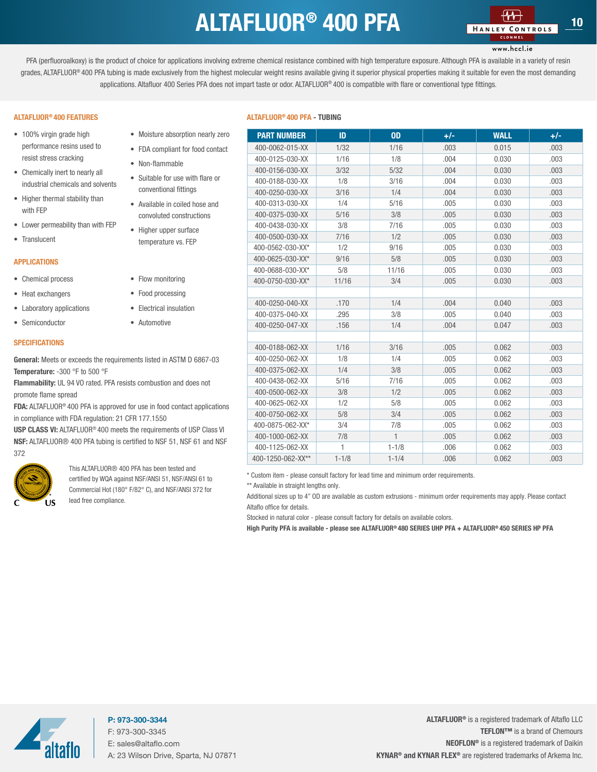# ALTAFLUOR® 400 PFA

PFA (perfluoroalkoxy) is the product of choice for applications involving extreme chemical resistance combined with high temperature exposure. Although PFA is available in a variety of resin grades, ALTAFLUOR® 400 PFA tubing is made exclusively from the highest molecular weight resins available giving it superior physical properties making it suitable for even the most demanding applications. Altafluor 400 Series PFA does not impart taste or odor. ALTAFLUOR® 400 is compatible with flare or conventional type fittings.

## ALTAFLUOR® 400 FEATURES

- 100% virgin grade high performance resins used to resist stress cracking
- Chemically inert to nearly all industrial chemicals and solvents
- Higher thermal stability than with FEP
- Lower permeability than with FEP
- Translucent
- Moisture absorption nearly zero
- FDA compliant for food contact
- Non-flammable
- Suitable for use with flare or conventional fittings
- Available in coiled hose and convoluted constructions
- Higher upper surface temperature vs. FEP

## APPLICATIONS

- Chemical process
- Heat exchangers
- Laboratory applications
- Semiconductor
- Flow monitoring
- Food processing
- Electrical insulation
- Automotive

## SPECIFICATIONS

**General:** Meets or exceeds the requirements listed in ASTM D 6867-03

**Temperature:** -300 °F to 500 °F

**Flammability:** UL 94 VO rated. PFA resists combustion and does not promote flame spread

**FDA:** ALTAFLUOR® 400 PFA is approved for use in food contact applications in compliance with FDA regulation: 21 CFR 177.1550

**USP CLASS VI:** ALTAFLUOR® 400 meets the requirements of USP Class VI

**NSF:** ALTAFLUOR® 400 PFA tubing is certified to NSF 51, NSF 61 and NSF 372

This ALTAFLUOR® 400 PFA has been tested and certified by WQA against NSF/ANSI 51, NSF/ANSI 61 to Commercial Hot (180° F/82° C), and NSF/ANSI 372 for lead free compliance.

## ALTAFLUOR® 400 PFA - TUBING

| PART NUMBER | ID | OD | +/- | WALL | +/- |
|---|---|---|---|---|---|
| 400-0062-015-XX | 1/32 | 1/16 | .003 | 0.015 | .003 |
| 400-0125-030-XX | 1/16 | 1/8 | .004 | 0.030 | .003 |
| 400-0156-030-XX | 3/32 | 5/32 | .004 | 0.030 | .003 |
| 400-0188-030-XX | 1/8 | 3/16 | .004 | 0.030 | .003 |
| 400-0250-030-XX | 3/16 | 1/4 | .004 | 0.030 | .003 |
| 400-0313-030-XX | 1/4 | 5/16 | .005 | 0.030 | .003 |
| 400-0375-030-XX | 5/16 | 3/8 | .005 | 0.030 | .003 |
| 400-0438-030-XX | 3/8 | 7/16 | .005 | 0.030 | .003 |
| 400-0500-030-XX | 7/16 | 1/2 | .005 | 0.030 | .003 |
| 400-0562-030-XX* | 1/2 | 9/16 | .005 | 0.030 | .003 |
| 400-0625-030-XX* | 9/16 | 5/8 | .005 | 0.030 | .003 |
| 400-0688-030-XX* | 5/8 | 11/16 | .005 | 0.030 | .003 |
| 400-0750-030-XX* | 11/16 | 3/4 | .005 | 0.030 | .003 |
| | | | | | |
| 400-0250-040-XX | .170 | 1/4 | .004 | 0.040 | .003 |
| 400-0375-040-XX | .295 | 3/8 | .005 | 0.040 | .003 |
| 400-0250-047-XX | .156 | 1/4 | .004 | 0.047 | .003 |
| | | | | | |
| 400-0188-062-XX | 1/16 | 3/16 | .005 | 0.062 | .003 |
| 400-0250-062-XX | 1/8 | 1/4 | .005 | 0.062 | .003 |
| 400-0375-062-XX | 1/4 | 3/8 | .005 | 0.062 | .003 |
| 400-0438-062-XX | 5/16 | 7/16 | .005 | 0.062 | .003 |
| 400-0500-062-XX | 3/8 | 1/2 | .005 | 0.062 | .003 |
| 400-0625-062-XX | 1/2 | 5/8 | .005 | 0.062 | .003 |
| 400-0750-062-XX | 5/8 | 3/4 | .005 | 0.062 | .003 |
| 400-0875-062-XX* | 3/4 | 7/8 | .005 | 0.062 | .003 |
| 400-1000-062-XX | 7/8 | 1 | .005 | 0.062 | .003 |
| 400-1125-062-XX | 1 | 1-1/8 | .006 | 0.062 | .003 |
| 400-1250-062-XX** | 1-1/8 | 1-1/4 | .006 | 0.062 | .003 |

* Custom item - please consult factory for lead time and minimum order requirements.

** Available in straight lengths only.

Additional sizes up to 4" OD are available as custom extrusions - minimum order requirements may apply. Please contact Altaflo office for details.

Stocked in natural color - please consult factory for details on available colors.

**High Purity PFA is available - please see ALTAFLUOR® 480 SERIES UHP PFA + ALTAFLUOR® 450 SERIES HP PFA**

**P: 973-300-3344**
F: 973-300-3345
E: sales@altaflo.com
A: 23 Wilson Drive, Sparta, NJ 07871

**ALTAFLUOR®** is a registered trademark of Altaflo LLC
**TEFLON™** is a brand of Chemours
**NEOFLON®** is a registered trademark of Daikin
**KYNAR® and KYNAR FLEX®** are registered trademarks of Arkema Inc.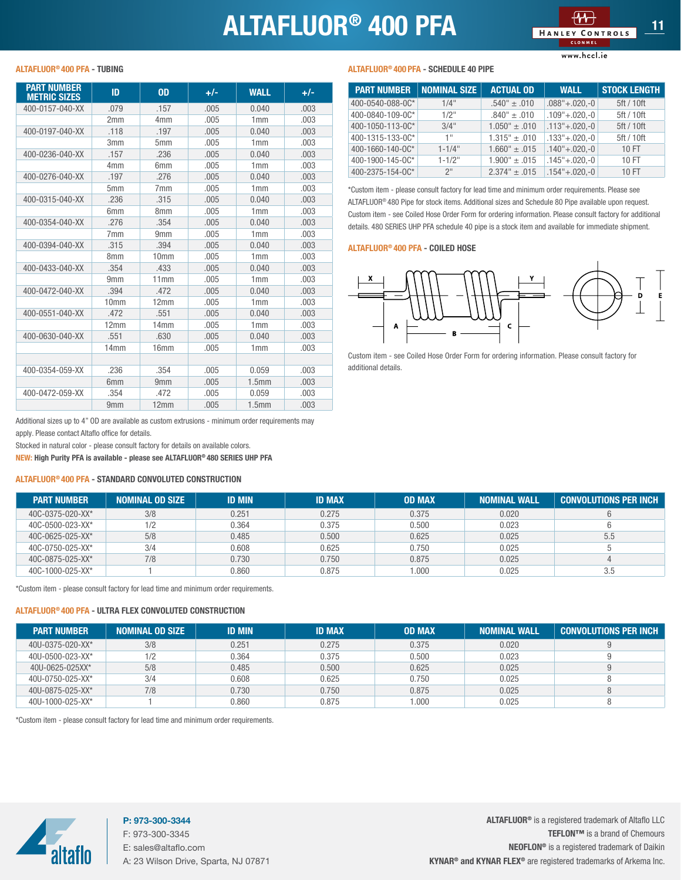# ALTAFLUOR® 400 PFA

### ALTAFLUOR® 400 PFA - TUBING

| PART NUMBER METRIC SIZES | ID | OD | +/- | WALL | +/- |
|---|---|---|---|---|---|
| 400-0157-040-XX | .079 | .157 | .005 | 0.040 | .003 |
| | 2mm | 4mm | .005 | 1mm | .003 |
| 400-0197-040-XX | .118 | .197 | .005 | 0.040 | .003 |
| | 3mm | 5mm | .005 | 1mm | .003 |
| 400-0236-040-XX | .157 | .236 | .005 | 0.040 | .003 |
| | 4mm | 6mm | .005 | 1mm | .003 |
| 400-0276-040-XX | .197 | .276 | .005 | 0.040 | .003 |
| | 5mm | 7mm | .005 | 1mm | .003 |
| 400-0315-040-XX | .236 | .315 | .005 | 0.040 | .003 |
| | 6mm | 8mm | .005 | 1mm | .003 |
| 400-0354-040-XX | .276 | .354 | .005 | 0.040 | .003 |
| | 7mm | 9mm | .005 | 1mm | .003 |
| 400-0394-040-XX | .315 | .394 | .005 | 0.040 | .003 |
| | 8mm | 10mm | .005 | 1mm | .003 |
| 400-0433-040-XX | .354 | .433 | .005 | 0.040 | .003 |
| | 9mm | 11mm | .005 | 1mm | .003 |
| 400-0472-040-XX | .394 | .472 | .005 | 0.040 | .003 |
| | 10mm | 12mm | .005 | 1mm | .003 |
| 400-0551-040-XX | .472 | .551 | .005 | 0.040 | .003 |
| | 12mm | 14mm | .005 | 1mm | .003 |
| 400-0630-040-XX | .551 | .630 | .005 | 0.040 | .003 |
| | 14mm | 16mm | .005 | 1mm | .003 |
| | | | | | |
| 400-0354-059-XX | .236 | .354 | .005 | 0.059 | .003 |
| | 6mm | 9mm | .005 | 1.5mm | .003 |
| 400-0472-059-XX | .354 | .472 | .005 | 0.059 | .003 |
| | 9mm | 12mm | .005 | 1.5mm | .003 |

Additional sizes up to 4" OD are available as custom extrusions - minimum order requirements may apply. Please contact Altaflo office for details.

Stocked in natural color - please consult factory for details on available colors.

**NEW: High Purity PFA is available - please see ALTAFLUOR® 480 SERIES UHP PFA**

### ALTAFLUOR® 400 PFA - SCHEDULE 40 PIPE

| PART NUMBER | NOMINAL SIZE | ACTUAL OD | WALL | STOCK LENGTH |
|---|---|---|---|---|
| 400-0540-088-0C* | 1/4" | .540" ± .010 | .088"+.020,-0 | 5ft / 10ft |
| 400-0840-109-0C* | 1/2" | .840" ± .010 | .109"+.020,-0 | 5ft / 10ft |
| 400-1050-113-0C* | 3/4" | 1.050" ± .010 | .113"+.020,-0 | 5ft / 10ft |
| 400-1315-133-0C* | 1" | 1.315" ± .010 | .133"+.020,-0 | 5ft / 10ft |
| 400-1660-140-0C* | 1-1/4" | 1.660" ± .015 | .140"+.020,-0 | 10 FT |
| 400-1900-145-0C* | 1-1/2" | 1.900" ± .015 | .145"+.020,-0 | 10 FT |
| 400-2375-154-0C* | 2" | 2.374" ± .015 | .154"+.020,-0 | 10 FT |

*Custom item - please consult factory for lead time and minimum order requirements. Please see ALTAFLUOR® 480 Pipe for stock items. Additional sizes and Schedule 80 Pipe available upon request. Custom item - see Coiled Hose Order Form for ordering information. Please consult factory for additional details. 480 SERIES UHP PFA schedule 40 pipe is a stock item and available for immediate shipment.

### ALTAFLUOR® 400 PFA - COILED HOSE

X Y A B C D E

Custom item - see Coiled Hose Order Form for ordering information. Please consult factory for additional details.

### ALTAFLUOR® 400 PFA - STANDARD CONVOLUTED CONSTRUCTION

| PART NUMBER | NOMINAL OD SIZE | ID MIN | ID MAX | OD MAX | NOMINAL WALL | CONVOLUTIONS PER INCH |
|---|---|---|---|---|---|---|
| 40C-0375-020-XX* | 3/8 | 0.251 | 0.275 | 0.375 | 0.020 | 6 |
| 40C-0500-023-XX* | 1/2 | 0.364 | 0.375 | 0.500 | 0.023 | 6 |
| 40C-0625-025-XX* | 5/8 | 0.485 | 0.500 | 0.625 | 0.025 | 5.5 |
| 40C-0750-025-XX* | 3/4 | 0.608 | 0.625 | 0.750 | 0.025 | 5 |
| 40C-0875-025-XX* | 7/8 | 0.730 | 0.750 | 0.875 | 0.025 | 4 |
| 40C-1000-025-XX* | 1 | 0.860 | 0.875 | 1.000 | 0.025 | 3.5 |

*Custom item - please consult factory for lead time and minimum order requirements.

### ALTAFLUOR® 400 PFA - ULTRA FLEX CONVOLUTED CONSTRUCTION

| PART NUMBER | NOMINAL OD SIZE | ID MIN | ID MAX | OD MAX | NOMINAL WALL | CONVOLUTIONS PER INCH |
|---|---|---|---|---|---|---|
| 40U-0375-020-XX* | 3/8 | 0.251 | 0.275 | 0.375 | 0.020 | 9 |
| 40U-0500-023-XX* | 1/2 | 0.364 | 0.375 | 0.500 | 0.023 | 9 |
| 40U-0625-025XX* | 5/8 | 0.485 | 0.500 | 0.625 | 0.025 | 9 |
| 40U-0750-025-XX* | 3/4 | 0.608 | 0.625 | 0.750 | 0.025 | 8 |
| 40U-0875-025-XX* | 7/8 | 0.730 | 0.750 | 0.875 | 0.025 | 8 |
| 40U-1000-025-XX* | 1 | 0.860 | 0.875 | 1.000 | 0.025 | 8 |

*Custom item - please consult factory for lead time and minimum order requirements.

**P: 973-300-3344**
F: 973-300-3345
E: sales@altaflo.com
A: 23 Wilson Drive, Sparta, NJ 07871

**ALTAFLUOR®** is a registered trademark of Altaflo LLC
**TEFLON™** is a brand of Chemours
**NEOFLON®** is a registered trademark of Daikin
**KYNAR® and KYNAR FLEX®** are registered trademarks of Arkema Inc.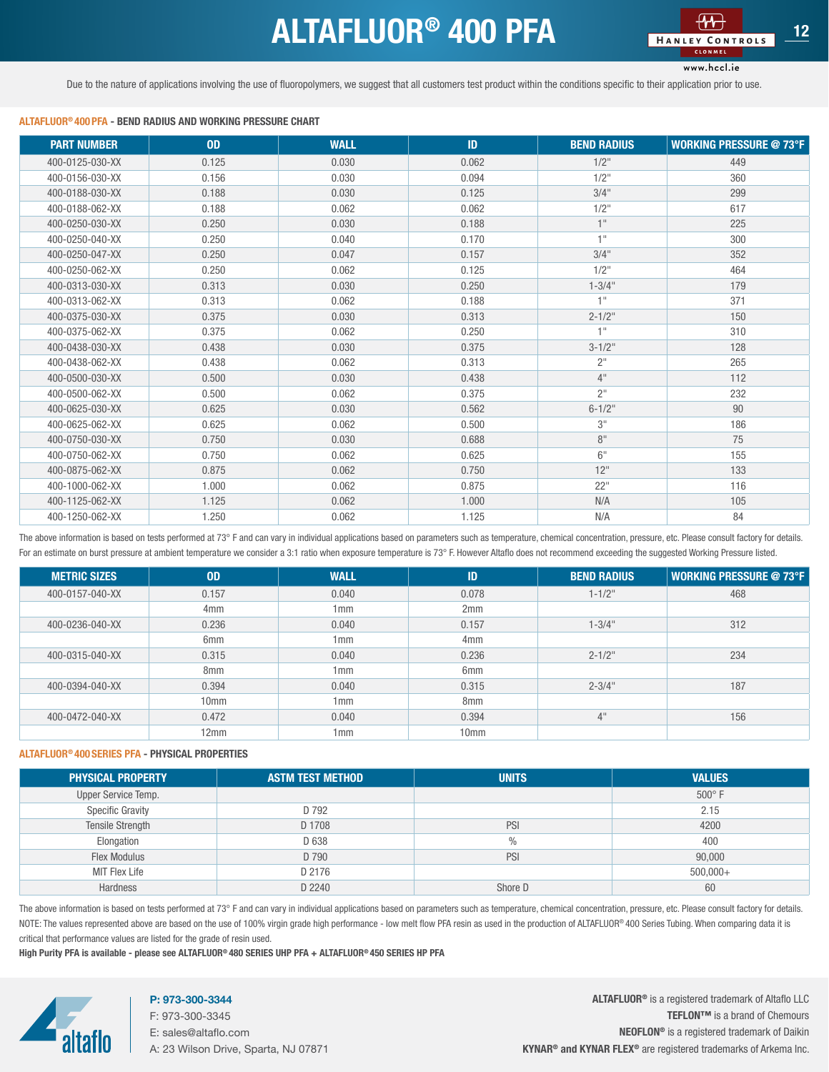# ALTAFLUOR® 400 PFA

Due to the nature of applications involving the use of fluoropolymers, we suggest that all customers test product within the conditions specific to their application prior to use.

**ALTAFLUOR® 400 PFA - BEND RADIUS AND WORKING PRESSURE CHART**

| PART NUMBER | OD | WALL | ID | BEND RADIUS | WORKING PRESSURE @ 73°F |
|---|---|---|---|---|---|
| 400-0125-030-XX | 0.125 | 0.030 | 0.062 | 1/2" | 449 |
| 400-0156-030-XX | 0.156 | 0.030 | 0.094 | 1/2" | 360 |
| 400-0188-030-XX | 0.188 | 0.030 | 0.125 | 3/4" | 299 |
| 400-0188-062-XX | 0.188 | 0.062 | 0.062 | 1/2" | 617 |
| 400-0250-030-XX | 0.250 | 0.030 | 0.188 | 1" | 225 |
| 400-0250-040-XX | 0.250 | 0.040 | 0.170 | 1" | 300 |
| 400-0250-047-XX | 0.250 | 0.047 | 0.157 | 3/4" | 352 |
| 400-0250-062-XX | 0.250 | 0.062 | 0.125 | 1/2" | 464 |
| 400-0313-030-XX | 0.313 | 0.030 | 0.250 | 1-3/4" | 179 |
| 400-0313-062-XX | 0.313 | 0.062 | 0.188 | 1" | 371 |
| 400-0375-030-XX | 0.375 | 0.030 | 0.313 | 2-1/2" | 150 |
| 400-0375-062-XX | 0.375 | 0.062 | 0.250 | 1" | 310 |
| 400-0438-030-XX | 0.438 | 0.030 | 0.375 | 3-1/2" | 128 |
| 400-0438-062-XX | 0.438 | 0.062 | 0.313 | 2" | 265 |
| 400-0500-030-XX | 0.500 | 0.030 | 0.438 | 4" | 112 |
| 400-0500-062-XX | 0.500 | 0.062 | 0.375 | 2" | 232 |
| 400-0625-030-XX | 0.625 | 0.030 | 0.562 | 6-1/2" | 90 |
| 400-0625-062-XX | 0.625 | 0.062 | 0.500 | 3" | 186 |
| 400-0750-030-XX | 0.750 | 0.030 | 0.688 | 8" | 75 |
| 400-0750-062-XX | 0.750 | 0.062 | 0.625 | 6" | 155 |
| 400-0875-062-XX | 0.875 | 0.062 | 0.750 | 12" | 133 |
| 400-1000-062-XX | 1.000 | 0.062 | 0.875 | 22" | 116 |
| 400-1125-062-XX | 1.125 | 0.062 | 1.000 | N/A | 105 |
| 400-1250-062-XX | 1.250 | 0.062 | 1.125 | N/A | 84 |

The above information is based on tests performed at 73° F and can vary in individual applications based on parameters such as temperature, chemical concentration, pressure, etc. Please consult factory for details. For an estimate on burst pressure at ambient temperature we consider a 3:1 ratio when exposure temperature is 73° F. However Altaflo does not recommend exceeding the suggested Working Pressure listed.

| METRIC SIZES | OD | WALL | ID | BEND RADIUS | WORKING PRESSURE @ 73°F |
|---|---|---|---|---|---|
| 400-0157-040-XX | 0.157 | 0.040 | 0.078 | 1-1/2" | 468 |
| | 4mm | 1mm | 2mm | | |
| 400-0236-040-XX | 0.236 | 0.040 | 0.157 | 1-3/4" | 312 |
| | 6mm | 1mm | 4mm | | |
| 400-0315-040-XX | 0.315 | 0.040 | 0.236 | 2-1/2" | 234 |
| | 8mm | 1mm | 6mm | | |
| 400-0394-040-XX | 0.394 | 0.040 | 0.315 | 2-3/4" | 187 |
| | 10mm | 1mm | 8mm | | |
| 400-0472-040-XX | 0.472 | 0.040 | 0.394 | 4" | 156 |
| | 12mm | 1mm | 10mm | | |

**ALTAFLUOR® 400 SERIES PFA - PHYSICAL PROPERTIES**

| PHYSICAL PROPERTY | ASTM TEST METHOD | UNITS | VALUES |
|---|---|---|---|
| Upper Service Temp. | | | 500° F |
| Specific Gravity | D 792 | | 2.15 |
| Tensile Strength | D 1708 | PSI | 4200 |
| Elongation | D 638 | % | 400 |
| Flex Modulus | D 790 | PSI | 90,000 |
| MIT Flex Life | D 2176 | | 500,000+ |
| Hardness | D 2240 | Shore D | 60 |

The above information is based on tests performed at 73° F and can vary in individual applications based on parameters such as temperature, chemical concentration, pressure, etc. Please consult factory for details.
NOTE: The values represented above are based on the use of 100% virgin grade high performance - low melt flow PFA resin as used in the production of ALTAFLUOR® 400 Series Tubing. When comparing data it is critical that performance values are listed for the grade of resin used.

**High Purity PFA is available - please see ALTAFLUOR® 480 SERIES UHP PFA + ALTAFLUOR® 450 SERIES HP PFA**

**P: 973-300-3344**
F: 973-300-3345
E: sales@altaflo.com
A: 23 Wilson Drive, Sparta, NJ 07871

**ALTAFLUOR®** is a registered trademark of Altaflo LLC
**TEFLON™** is a brand of Chemours
**NEOFLON®** is a registered trademark of Daikin
**KYNAR® and KYNAR FLEX®** are registered trademarks of Arkema Inc.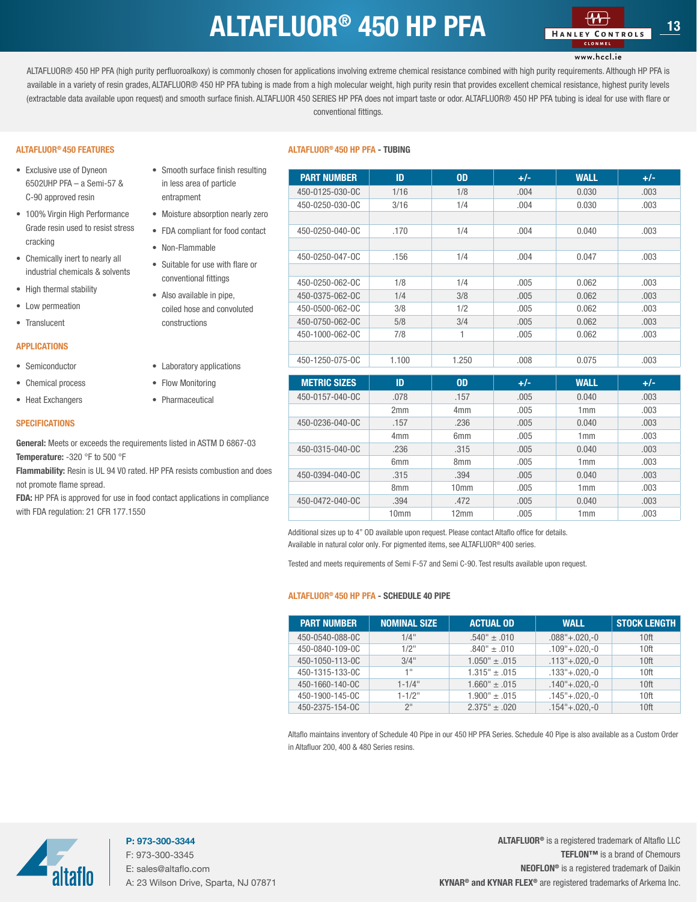# ALTAFLUOR® 450 HP PFA

www.hccl.ie

ALTAFLUOR® 450 HP PFA (high purity perfluoroalkoxy) is commonly chosen for applications involving extreme chemical resistance combined with high purity requirements. Although HP PFA is available in a variety of resin grades, ALTAFLUOR® 450 HP PFA tubing is made from a high molecular weight, high purity resin that provides excellent chemical resistance, highest purity levels (extractable data available upon request) and smooth surface finish. ALTAFLUOR 450 SERIES HP PFA does not impart taste or odor. ALTAFLUOR® 450 HP PFA tubing is ideal for use with flare or conventional fittings.

## ALTAFLUOR® 450 FEATURES

- Exclusive use of Dyneon 6502UHP PFA – a Semi-57 & C-90 approved resin
- 100% Virgin High Performance Grade resin used to resist stress cracking
- Chemically inert to nearly all industrial chemicals & solvents
- High thermal stability
- Low permeation
- Translucent
- Smooth surface finish resulting in less area of particle entrapment
- Moisture absorption nearly zero
- FDA compliant for food contact
- Non-Flammable
- Suitable for use with flare or conventional fittings
- Also available in pipe, coiled hose and convoluted constructions

## APPLICATIONS

- Semiconductor
- Chemical process
- Heat Exchangers
- Laboratory applications
- Flow Monitoring
- Pharmaceutical

## SPECIFICATIONS

**General:** Meets or exceeds the requirements listed in ASTM D 6867-03

**Temperature:** -320 °F to 500 °F

**Flammability:** Resin is UL 94 V0 rated. HP PFA resists combustion and does not promote flame spread.

**FDA:** HP PFA is approved for use in food contact applications in compliance with FDA regulation: 21 CFR 177.1550

## ALTAFLUOR® 450 HP PFA - TUBING

| PART NUMBER | ID | OD | +/- | WALL | +/- |
|---|---|---|---|---|---|
| 450-0125-030-0C | 1/16 | 1/8 | .004 | 0.030 | .003 |
| 450-0250-030-0C | 3/16 | 1/4 | .004 | 0.030 | .003 |
| | | | | | |
| 450-0250-040-0C | .170 | 1/4 | .004 | 0.040 | .003 |
| | | | | | |
| 450-0250-047-0C | .156 | 1/4 | .004 | 0.047 | .003 |
| | | | | | |
| 450-0250-062-0C | 1/8 | 1/4 | .005 | 0.062 | .003 |
| 450-0375-062-0C | 1/4 | 3/8 | .005 | 0.062 | .003 |
| 450-0500-062-0C | 3/8 | 1/2 | .005 | 0.062 | .003 |
| 450-0750-062-0C | 5/8 | 3/4 | .005 | 0.062 | .003 |
| 450-1000-062-0C | 7/8 | 1 | .005 | 0.062 | .003 |
| | | | | | |
| 450-1250-075-0C | 1.100 | 1.250 | .008 | 0.075 | .003 |

| METRIC SIZES | ID | OD | +/- | WALL | +/- |
|---|---|---|---|---|---|
| 450-0157-040-0C | .078 | .157 | .005 | 0.040 | .003 |
| | 2mm | 4mm | .005 | 1mm | .003 |
| 450-0236-040-0C | .157 | .236 | .005 | 0.040 | .003 |
| | 4mm | 6mm | .005 | 1mm | .003 |
| 450-0315-040-0C | .236 | .315 | .005 | 0.040 | .003 |
| | 6mm | 8mm | .005 | 1mm | .003 |
| 450-0394-040-0C | .315 | .394 | .005 | 0.040 | .003 |
| | 8mm | 10mm | .005 | 1mm | .003 |
| 450-0472-040-0C | .394 | .472 | .005 | 0.040 | .003 |
| | 10mm | 12mm | .005 | 1mm | .003 |

Additional sizes up to 4" OD available upon request. Please contact Altaflo office for details.
Available in natural color only. For pigmented items, see ALTAFLUOR® 400 series.

Tested and meets requirements of Semi F-57 and Semi C-90. Test results available upon request.

## ALTAFLUOR® 450 HP PFA - SCHEDULE 40 PIPE

| PART NUMBER | NOMINAL SIZE | ACTUAL OD | WALL | STOCK LENGTH |
|---|---|---|---|---|
| 450-0540-088-0C | 1/4" | .540" ± .010 | .088"+.020,-0 | 10ft |
| 450-0840-109-0C | 1/2" | .840" ± .010 | .109"+.020,-0 | 10ft |
| 450-1050-113-0C | 3/4" | 1.050" ± .015 | .113"+.020,-0 | 10ft |
| 450-1315-133-0C | 1" | 1.315" ± .015 | .133"+.020,-0 | 10ft |
| 450-1660-140-0C | 1-1/4" | 1.660" ± .015 | .140"+.020,-0 | 10ft |
| 450-1900-145-0C | 1-1/2" | 1.900" ± .015 | .145"+.020,-0 | 10ft |
| 450-2375-154-0C | 2" | 2.375" ± .020 | .154"+.020,-0 | 10ft |

Altaflo maintains inventory of Schedule 40 Pipe in our 450 HP PFA Series. Schedule 40 Pipe is also available as a Custom Order in Altafluor 200, 400 & 480 Series resins.

**P: 973-300-3344**
F: 973-300-3345
E: sales@altaflo.com
A: 23 Wilson Drive, Sparta, NJ 07871

**ALTAFLUOR®** is a registered trademark of Altaflo LLC
**TEFLON™** is a brand of Chemours
**NEOFLON®** is a registered trademark of Daikin
**KYNAR® and KYNAR FLEX®** are registered trademarks of Arkema Inc.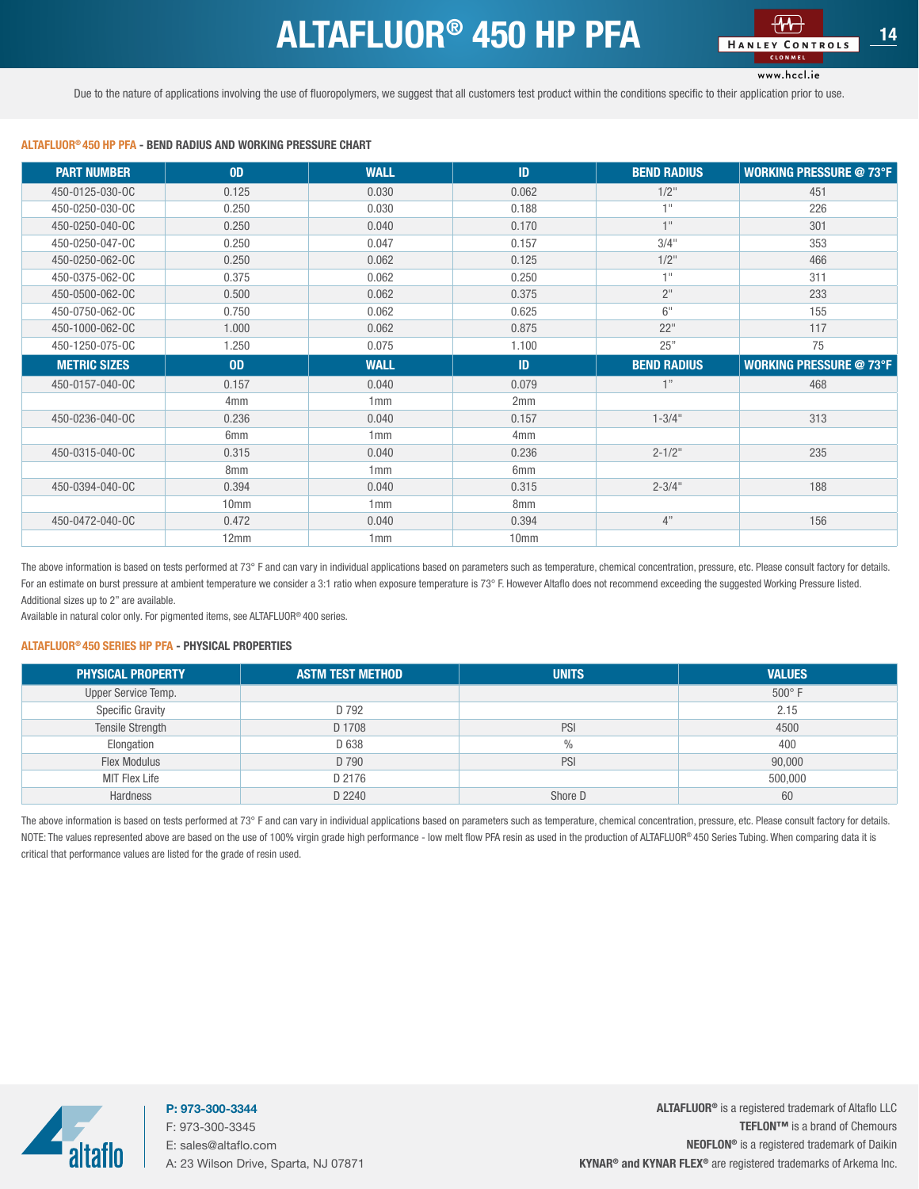# ALTAFLUOR® 450 HP PFA

Due to the nature of applications involving the use of fluoropolymers, we suggest that all customers test product within the conditions specific to their application prior to use.

**ALTAFLUOR® 450 HP PFA - BEND RADIUS AND WORKING PRESSURE CHART**

| PART NUMBER | OD | WALL | ID | BEND RADIUS | WORKING PRESSURE @ 73°F |
|---|---|---|---|---|---|
| 450-0125-030-OC | 0.125 | 0.030 | 0.062 | 1/2" | 451 |
| 450-0250-030-OC | 0.250 | 0.030 | 0.188 | 1" | 226 |
| 450-0250-040-OC | 0.250 | 0.040 | 0.170 | 1" | 301 |
| 450-0250-047-OC | 0.250 | 0.047 | 0.157 | 3/4" | 353 |
| 450-0250-062-OC | 0.250 | 0.062 | 0.125 | 1/2" | 466 |
| 450-0375-062-OC | 0.375 | 0.062 | 0.250 | 1" | 311 |
| 450-0500-062-OC | 0.500 | 0.062 | 0.375 | 2" | 233 |
| 450-0750-062-OC | 0.750 | 0.062 | 0.625 | 6" | 155 |
| 450-1000-062-OC | 1.000 | 0.062 | 0.875 | 22" | 117 |
| 450-1250-075-OC | 1.250 | 0.075 | 1.100 | 25" | 75 |
| **METRIC SIZES** | **OD** | **WALL** | **ID** | **BEND RADIUS** | **WORKING PRESSURE @ 73°F** |
| 450-0157-040-OC | 0.157 | 0.040 | 0.079 | 1" | 468 |
| | 4mm | 1mm | 2mm | | |
| 450-0236-040-OC | 0.236 | 0.040 | 0.157 | 1-3/4" | 313 |
| | 6mm | 1mm | 4mm | | |
| 450-0315-040-OC | 0.315 | 0.040 | 0.236 | 2-1/2" | 235 |
| | 8mm | 1mm | 6mm | | |
| 450-0394-040-OC | 0.394 | 0.040 | 0.315 | 2-3/4" | 188 |
| | 10mm | 1mm | 8mm | | |
| 450-0472-040-OC | 0.472 | 0.040 | 0.394 | 4" | 156 |
| | 12mm | 1mm | 10mm | | |

The above information is based on tests performed at 73° F and can vary in individual applications based on parameters such as temperature, chemical concentration, pressure, etc. Please consult factory for details.
For an estimate on burst pressure at ambient temperature we consider a 3:1 ratio when exposure temperature is 73° F. However Altaflo does not recommend exceeding the suggested Working Pressure listed.
Additional sizes up to 2" are available.
Available in natural color only. For pigmented items, see ALTAFLUOR® 400 series.

**ALTAFLUOR® 450 SERIES HP PFA - PHYSICAL PROPERTIES**

| PHYSICAL PROPERTY | ASTM TEST METHOD | UNITS | VALUES |
|---|---|---|---|
| Upper Service Temp. | | | 500° F |
| Specific Gravity | D 792 | | 2.15 |
| Tensile Strength | D 1708 | PSI | 4500 |
| Elongation | D 638 | % | 400 |
| Flex Modulus | D 790 | PSI | 90,000 |
| MIT Flex Life | D 2176 | | 500,000 |
| Hardness | D 2240 | Shore D | 60 |

The above information is based on tests performed at 73° F and can vary in individual applications based on parameters such as temperature, chemical concentration, pressure, etc. Please consult factory for details.
NOTE: The values represented above are based on the use of 100% virgin grade high performance - low melt flow PFA resin as used in the production of ALTAFLUOR® 450 Series Tubing. When comparing data it is critical that performance values are listed for the grade of resin used.

**P: 973-300-3344**
F: 973-300-3345
E: sales@altaflo.com
A: 23 Wilson Drive, Sparta, NJ 07871

**ALTAFLUOR®** is a registered trademark of Altaflo LLC
**TEFLON™** is a brand of Chemours
**NEOFLON®** is a registered trademark of Daikin
**KYNAR® and KYNAR FLEX®** are registered trademarks of Arkema Inc.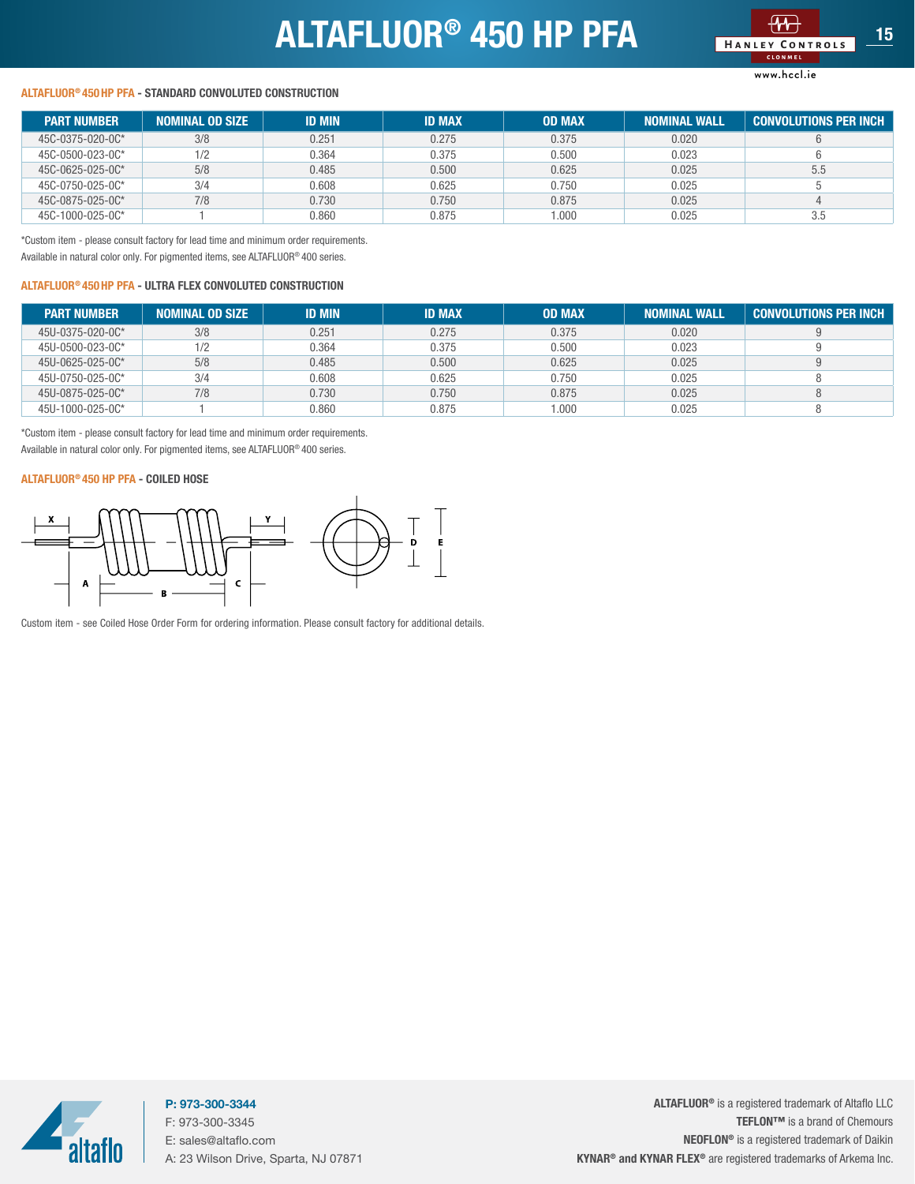# ALTAFLUOR® 450 HP PFA

### ALTAFLUOR® 450 HP PFA - STANDARD CONVOLUTED CONSTRUCTION

| PART NUMBER | NOMINAL OD SIZE | ID MIN | ID MAX | OD MAX | NOMINAL WALL | CONVOLUTIONS PER INCH |
|---|---|---|---|---|---|---|
| 45C-0375-020-0C* | 3/8 | 0.251 | 0.275 | 0.375 | 0.020 | 6 |
| 45C-0500-023-0C* | 1/2 | 0.364 | 0.375 | 0.500 | 0.023 | 6 |
| 45C-0625-025-0C* | 5/8 | 0.485 | 0.500 | 0.625 | 0.025 | 5.5 |
| 45C-0750-025-0C* | 3/4 | 0.608 | 0.625 | 0.750 | 0.025 | 5 |
| 45C-0875-025-0C* | 7/8 | 0.730 | 0.750 | 0.875 | 0.025 | 4 |
| 45C-1000-025-0C* | 1 | 0.860 | 0.875 | 1.000 | 0.025 | 3.5 |

*Custom item - please consult factory for lead time and minimum order requirements.

Available in natural color only. For pigmented items, see ALTAFLUOR® 400 series.

### ALTAFLUOR® 450 HP PFA - ULTRA FLEX CONVOLUTED CONSTRUCTION

| PART NUMBER | NOMINAL OD SIZE | ID MIN | ID MAX | OD MAX | NOMINAL WALL | CONVOLUTIONS PER INCH |
|---|---|---|---|---|---|---|
| 45U-0375-020-0C* | 3/8 | 0.251 | 0.275 | 0.375 | 0.020 | 9 |
| 45U-0500-023-0C* | 1/2 | 0.364 | 0.375 | 0.500 | 0.023 | 9 |
| 45U-0625-025-0C* | 5/8 | 0.485 | 0.500 | 0.625 | 0.025 | 9 |
| 45U-0750-025-0C* | 3/4 | 0.608 | 0.625 | 0.750 | 0.025 | 8 |
| 45U-0875-025-0C* | 7/8 | 0.730 | 0.750 | 0.875 | 0.025 | 8 |
| 45U-1000-025-0C* | 1 | 0.860 | 0.875 | 1.000 | 0.025 | 8 |

*Custom item - please consult factory for lead time and minimum order requirements.

Available in natural color only. For pigmented items, see ALTAFLUOR® 400 series.

### ALTAFLUOR® 450 HP PFA - COILED HOSE

Custom item - see Coiled Hose Order Form for ordering information. Please consult factory for additional details.

**P: 973-300-3344**
F: 973-300-3345
E: sales@altaflo.com
A: 23 Wilson Drive, Sparta, NJ 07871

**ALTAFLUOR®** is a registered trademark of Altaflo LLC
**TEFLON™** is a brand of Chemours
**NEOFLON®** is a registered trademark of Daikin
**KYNAR® and KYNAR FLEX®** are registered trademarks of Arkema Inc.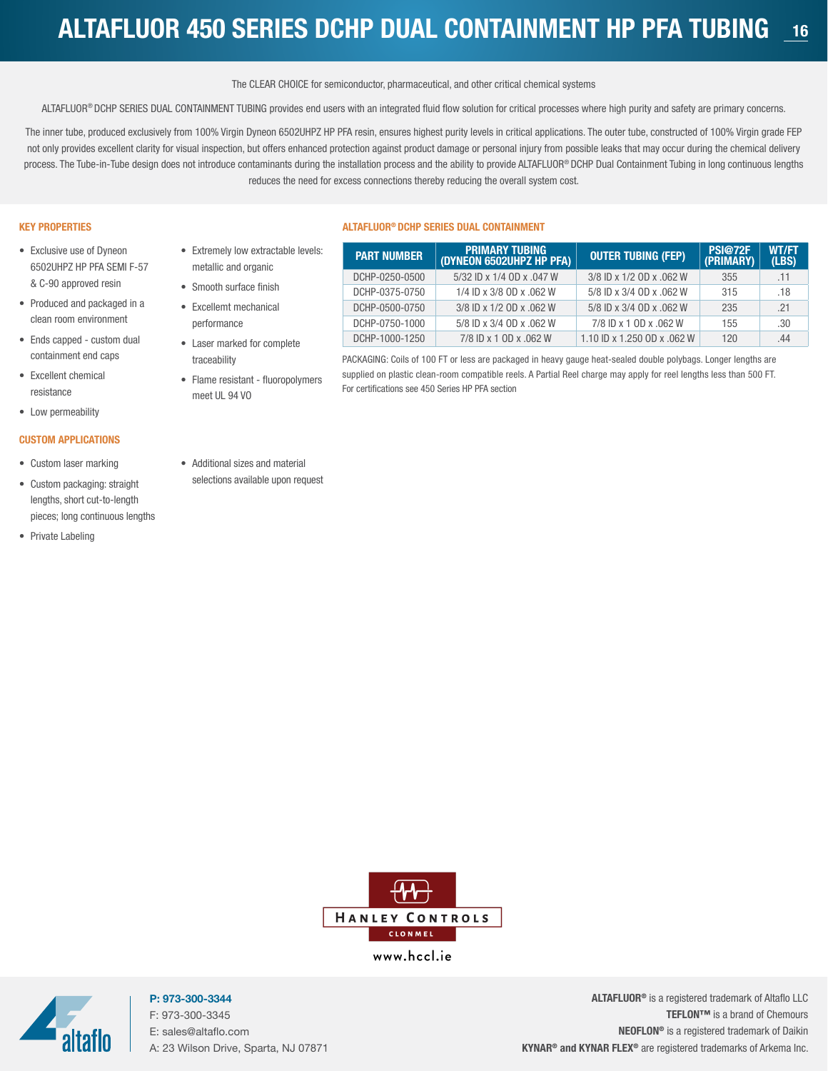# ALTAFLUOR 450 SERIES DCHP DUAL CONTAINMENT HP PFA TUBING

The CLEAR CHOICE for semiconductor, pharmaceutical, and other critical chemical systems

ALTAFLUOR® DCHP SERIES DUAL CONTAINMENT TUBING provides end users with an integrated fluid flow solution for critical processes where high purity and safety are primary concerns.

The inner tube, produced exclusively from 100% Virgin Dyneon 6502UHPZ HP PFA resin, ensures highest purity levels in critical applications. The outer tube, constructed of 100% Virgin grade FEP not only provides excellent clarity for visual inspection, but offers enhanced protection against product damage or personal injury from possible leaks that may occur during the chemical delivery process. The Tube-in-Tube design does not introduce contaminants during the installation process and the ability to provide ALTAFLUOR® DCHP Dual Containment Tubing in long continuous lengths reduces the need for excess connections thereby reducing the overall system cost.

## KEY PROPERTIES

- Exclusive use of Dyneon 6502UHPZ HP PFA SEMI F-57 & C-90 approved resin
- Produced and packaged in a clean room environment
- Ends capped - custom dual containment end caps
- Excellent chemical resistance
- Low permeability
- Extremely low extractable levels: metallic and organic
- Smooth surface finish
- Excellemt mechanical performance
- Laser marked for complete traceability
- Flame resistant - fluoropolymers meet UL 94 VO

## CUSTOM APPLICATIONS

- Custom laser marking
- Custom packaging: straight lengths, short cut-to-length pieces; long continuous lengths
- Private Labeling
- Additional sizes and material selections available upon request

## ALTAFLUOR® DCHP SERIES DUAL CONTAINMENT

| PART NUMBER | PRIMARY TUBING (DYNEON 6502UHPZ HP PFA) | OUTER TUBING (FEP) | PSI@72F (PRIMARY) | WT/FT (LBS) |
|---|---|---|---|---|
| DCHP-0250-0500 | 5/32 ID x 1/4 OD x .047 W | 3/8 ID x 1/2 OD x .062 W | 355 | .11 |
| DCHP-0375-0750 | 1/4 ID x 3/8 OD x .062 W | 5/8 ID x 3/4 OD x .062 W | 315 | .18 |
| DCHP-0500-0750 | 3/8 ID x 1/2 OD x .062 W | 5/8 ID x 3/4 OD x .062 W | 235 | .21 |
| DCHP-0750-1000 | 5/8 ID x 3/4 OD x .062 W | 7/8 ID x 1 OD x .062 W | 155 | .30 |
| DCHP-1000-1250 | 7/8 ID x 1 OD x .062 W | 1.10 ID x 1.250 OD x .062 W | 120 | .44 |

PACKAGING: Coils of 100 FT or less are packaged in heavy gauge heat-sealed double polybags. Longer lengths are supplied on plastic clean-room compatible reels. A Partial Reel charge may apply for reel lengths less than 500 FT. For certifications see 450 Series HP PFA section

HANLEY CONTROLS
CLONMEL
www.hccl.ie

P: 973-300-3344
F: 973-300-3345
E: sales@altaflo.com
A: 23 Wilson Drive, Sparta, NJ 07871

**ALTAFLUOR®** is a registered trademark of Altaflo LLC
**TEFLON™** is a brand of Chemours
**NEOFLON®** is a registered trademark of Daikin
**KYNAR® and KYNAR FLEX®** are registered trademarks of Arkema Inc.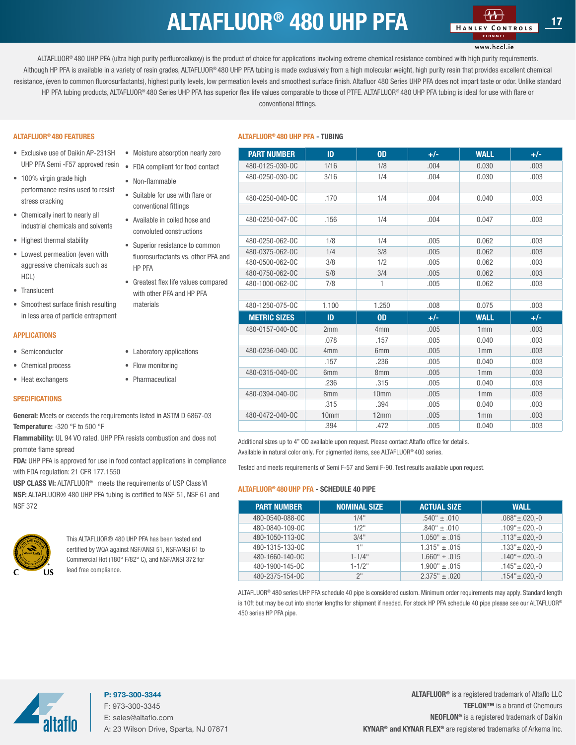# ALTAFLUOR® 480 UHP PFA

ALTAFLUOR® 480 UHP PFA (ultra high purity perfluoroalkoxy) is the product of choice for applications involving extreme chemical resistance combined with high purity requirements. Although HP PFA is available in a variety of resin grades, ALTAFLUOR® 480 UHP PFA tubing is made exclusively from a high molecular weight, high purity resin that provides excellent chemical resistance, (even to common fluorosurfactants), highest purity levels, low permeation levels and smoothest surface finish. Altafluor 480 Series UHP PFA does not impart taste or odor. Unlike standard HP PFA tubing products, ALTAFLUOR® 480 Series UHP PFA has superior flex life values comparable to those of PTFE. ALTAFLUOR® 480 UHP PFA tubing is ideal for use with flare or conventional fittings.

## ALTAFLUOR® 480 FEATURES

- Exclusive use of Daikin AP-231SH UHP PFA Semi -F57 approved resin
- 100% virgin grade high performance resins used to resist stress cracking
- Chemically inert to nearly all industrial chemicals and solvents
- Highest thermal stability
- Lowest permeation (even with aggressive chemicals such as HCL)
- Translucent
- Smoothest surface finish resulting in less area of particle entrapment
- Moisture absorption nearly zero
- FDA compliant for food contact
- Non-flammable
- Suitable for use with flare or conventional fittings
- Available in coiled hose and convoluted constructions
- Superior resistance to common fluorosurfactants vs. other PFA and HP PFA
- Greatest flex life values compared with other PFA and HP PFA materials

## APPLICATIONS

- Semiconductor
- Chemical process
- Heat exchangers
- Laboratory applications
- Flow monitoring
- Pharmaceutical

## SPECIFICATIONS

**General:** Meets or exceeds the requirements listed in ASTM D 6867-03
**Temperature:** -320 °F to 500 °F
**Flammability:** UL 94 VO rated. UHP PFA resists combustion and does not promote flame spread
**FDA:** UHP PFA is approved for use in food contact applications in compliance with FDA regulation: 21 CFR 177.1550
**USP CLASS VI:** ALTAFLUOR® meets the requirements of USP Class VI
**NSF:** ALTAFLUOR® 480 UHP PFA tubing is certified to NSF 51, NSF 61 and NSF 372

This ALTAFLUOR® 480 UHP PFA has been tested and certified by WQA against NSF/ANSI 51, NSF/ANSI 61 to Commercial Hot (180° F/82° C), and NSF/ANSI 372 for lead free compliance.

## ALTAFLUOR® 480 UHP PFA - TUBING

| PART NUMBER | ID | OD | +/- | WALL | +/- |
|---|---|---|---|---|---|
| 480-0125-030-0C | 1/16 | 1/8 | .004 | 0.030 | .003 |
| 480-0250-030-0C | 3/16 | 1/4 | .004 | 0.030 | .003 |
| | | | | | |
| 480-0250-040-0C | .170 | 1/4 | .004 | 0.040 | .003 |
| | | | | | |
| 480-0250-047-0C | .156 | 1/4 | .004 | 0.047 | .003 |
| | | | | | |
| 480-0250-062-0C | 1/8 | 1/4 | .005 | 0.062 | .003 |
| 480-0375-062-0C | 1/4 | 3/8 | .005 | 0.062 | .003 |
| 480-0500-062-0C | 3/8 | 1/2 | .005 | 0.062 | .003 |
| 480-0750-062-0C | 5/8 | 3/4 | .005 | 0.062 | .003 |
| 480-1000-062-0C | 7/8 | 1 | .005 | 0.062 | .003 |
| | | | | | |
| 480-1250-075-0C | 1.100 | 1.250 | .008 | 0.075 | .003 |
| **METRIC SIZES** | **ID** | **OD** | **+/-** | **WALL** | **+/-** |
| 480-0157-040-0C | 2mm | 4mm | .005 | 1mm | .003 |
| | .078 | .157 | .005 | 0.040 | .003 |
| 480-0236-040-0C | 4mm | 6mm | .005 | 1mm | .003 |
| | .157 | .236 | .005 | 0.040 | .003 |
| 480-0315-040-0C | 6mm | 8mm | .005 | 1mm | .003 |
| | .236 | .315 | .005 | 0.040 | .003 |
| 480-0394-040-0C | 8mm | 10mm | .005 | 1mm | .003 |
| | .315 | .394 | .005 | 0.040 | .003 |
| 480-0472-040-0C | 10mm | 12mm | .005 | 1mm | .003 |
| | .394 | .472 | .005 | 0.040 | .003 |

Additional sizes up to 4" OD available upon request. Please contact Altaflo office for details.
Available in natural color only. For pigmented items, see ALTAFLUOR® 400 series.

Tested and meets requirements of Semi F-57 and Semi F-90. Test results available upon request.

## ALTAFLUOR® 480 UHP PFA - SCHEDULE 40 PIPE

| PART NUMBER | NOMINAL SIZE | ACTUAL SIZE | WALL |
|---|---|---|---|
| 480-0540-088-0C | 1/4" | .540" ± .010 | .088"±.020,-0 |
| 480-0840-109-0C | 1/2" | .840" ± .010 | .109"±.020,-0 |
| 480-1050-113-0C | 3/4" | 1.050" ± .015 | .113"±.020,-0 |
| 480-1315-133-0C | 1" | 1.315" ± .015 | .133"±.020,-0 |
| 480-1660-140-0C | 1-1/4" | 1.660" ± .015 | .140"±.020,-0 |
| 480-1900-145-0C | 1-1/2" | 1.900" ± .015 | .145"±.020,-0 |
| 480-2375-154-0C | 2" | 2.375" ± .020 | .154"±.020,-0 |

ALTAFLUOR® 480 series UHP PFA schedule 40 pipe is considered custom. Minimum order requirements may apply. Standard length is 10ft but may be cut into shorter lengths for shipment if needed. For stock HP PFA schedule 40 pipe please see our ALTAFLUOR® 450 series HP PFA pipe.

**P: 973-300-3344**
F: 973-300-3345
E: sales@altaflo.com
A: 23 Wilson Drive, Sparta, NJ 07871

**ALTAFLUOR®** is a registered trademark of Altaflo LLC
**TEFLON™** is a brand of Chemours
**NEOFLON®** is a registered trademark of Daikin
**KYNAR® and KYNAR FLEX®** are registered trademarks of Arkema Inc.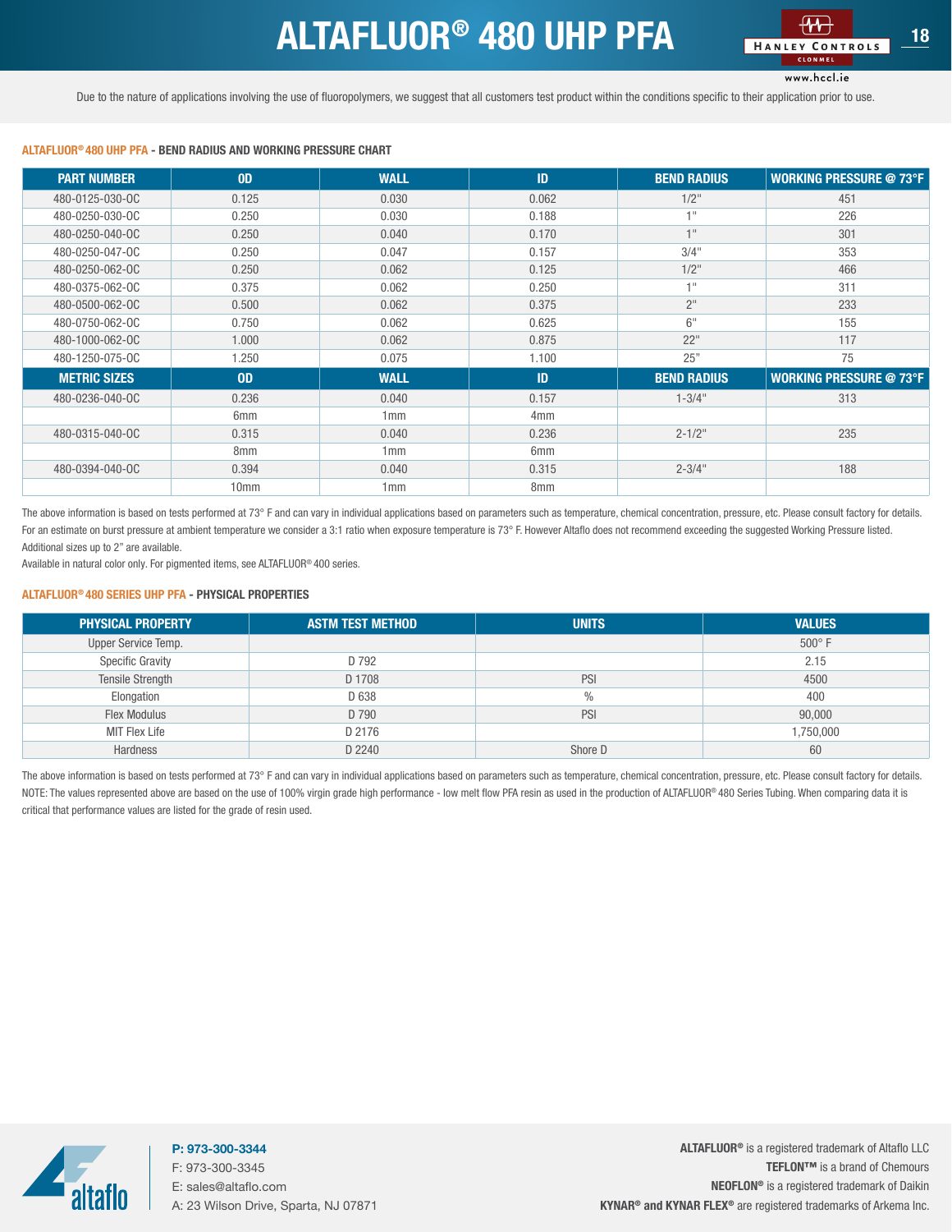# ALTAFLUOR® 480 UHP PFA

Due to the nature of applications involving the use of fluoropolymers, we suggest that all customers test product within the conditions specific to their application prior to use.

### ALTAFLUOR® 480 UHP PFA - BEND RADIUS AND WORKING PRESSURE CHART

| PART NUMBER | OD | WALL | ID | BEND RADIUS | WORKING PRESSURE @ 73°F |
|---|---|---|---|---|---|
| 480-0125-030-0C | 0.125 | 0.030 | 0.062 | 1/2" | 451 |
| 480-0250-030-0C | 0.250 | 0.030 | 0.188 | 1" | 226 |
| 480-0250-040-0C | 0.250 | 0.040 | 0.170 | 1" | 301 |
| 480-0250-047-0C | 0.250 | 0.047 | 0.157 | 3/4" | 353 |
| 480-0250-062-0C | 0.250 | 0.062 | 0.125 | 1/2" | 466 |
| 480-0375-062-0C | 0.375 | 0.062 | 0.250 | 1" | 311 |
| 480-0500-062-0C | 0.500 | 0.062 | 0.375 | 2" | 233 |
| 480-0750-062-0C | 0.750 | 0.062 | 0.625 | 6" | 155 |
| 480-1000-062-0C | 1.000 | 0.062 | 0.875 | 22" | 117 |
| 480-1250-075-0C | 1.250 | 0.075 | 1.100 | 25" | 75 |
| **METRIC SIZES** | **OD** | **WALL** | **ID** | **BEND RADIUS** | **WORKING PRESSURE @ 73°F** |
| 480-0236-040-0C | 0.236 | 0.040 | 0.157 | 1-3/4" | 313 |
| | 6mm | 1mm | 4mm | | |
| 480-0315-040-0C | 0.315 | 0.040 | 0.236 | 2-1/2" | 235 |
| | 8mm | 1mm | 6mm | | |
| 480-0394-040-0C | 0.394 | 0.040 | 0.315 | 2-3/4" | 188 |
| | 10mm | 1mm | 8mm | | |

The above information is based on tests performed at 73° F and can vary in individual applications based on parameters such as temperature, chemical concentration, pressure, etc. Please consult factory for details.
For an estimate on burst pressure at ambient temperature we consider a 3:1 ratio when exposure temperature is 73° F. However Altaflo does not recommend exceeding the suggested Working Pressure listed.
Additional sizes up to 2" are available.
Available in natural color only. For pigmented items, see ALTAFLUOR® 400 series.

### ALTAFLUOR® 480 SERIES UHP PFA - PHYSICAL PROPERTIES

| PHYSICAL PROPERTY | ASTM TEST METHOD | UNITS | VALUES |
|---|---|---|---|
| Upper Service Temp. | | | 500° F |
| Specific Gravity | D 792 | | 2.15 |
| Tensile Strength | D 1708 | PSI | 4500 |
| Elongation | D 638 | % | 400 |
| Flex Modulus | D 790 | PSI | 90,000 |
| MIT Flex Life | D 2176 | | 1,750,000 |
| Hardness | D 2240 | Shore D | 60 |

The above information is based on tests performed at 73° F and can vary in individual applications based on parameters such as temperature, chemical concentration, pressure, etc. Please consult factory for details.
NOTE: The values represented above are based on the use of 100% virgin grade high performance - low melt flow PFA resin as used in the production of ALTAFLUOR® 480 Series Tubing. When comparing data it is critical that performance values are listed for the grade of resin used.

**P: 973-300-3344**
F: 973-300-3345
E: sales@altaflo.com
A: 23 Wilson Drive, Sparta, NJ 07871

**ALTAFLUOR®** is a registered trademark of Altaflo LLC
**TEFLON™** is a brand of Chemours
**NEOFLON®** is a registered trademark of Daikin
**KYNAR® and KYNAR FLEX®** are registered trademarks of Arkema Inc.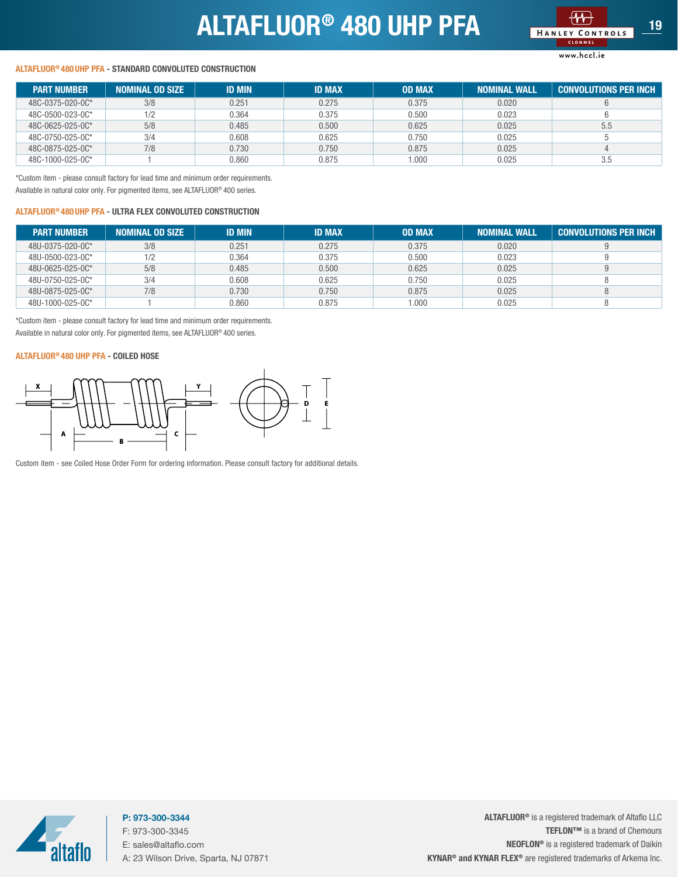# ALTAFLUOR® 480 UHP PFA

### ALTAFLUOR® 480 UHP PFA - STANDARD CONVOLUTED CONSTRUCTION

| PART NUMBER | NOMINAL OD SIZE | ID MIN | ID MAX | OD MAX | NOMINAL WALL | CONVOLUTIONS PER INCH |
|---|---|---|---|---|---|---|
| 48C-0375-020-0C* | 3/8 | 0.251 | 0.275 | 0.375 | 0.020 | 6 |
| 48C-0500-023-0C* | 1/2 | 0.364 | 0.375 | 0.500 | 0.023 | 6 |
| 48C-0625-025-0C* | 5/8 | 0.485 | 0.500 | 0.625 | 0.025 | 5.5 |
| 48C-0750-025-0C* | 3/4 | 0.608 | 0.625 | 0.750 | 0.025 | 5 |
| 48C-0875-025-0C* | 7/8 | 0.730 | 0.750 | 0.875 | 0.025 | 4 |
| 48C-1000-025-0C* | 1 | 0.860 | 0.875 | 1.000 | 0.025 | 3.5 |

*Custom item - please consult factory for lead time and minimum order requirements.
Available in natural color only. For pigmented items, see ALTAFLUOR® 400 series.

### ALTAFLUOR® 480 UHP PFA - ULTRA FLEX CONVOLUTED CONSTRUCTION

| PART NUMBER | NOMINAL OD SIZE | ID MIN | ID MAX | OD MAX | NOMINAL WALL | CONVOLUTIONS PER INCH |
|---|---|---|---|---|---|---|
| 48U-0375-020-0C* | 3/8 | 0.251 | 0.275 | 0.375 | 0.020 | 9 |
| 48U-0500-023-0C* | 1/2 | 0.364 | 0.375 | 0.500 | 0.023 | 9 |
| 48U-0625-025-0C* | 5/8 | 0.485 | 0.500 | 0.625 | 0.025 | 9 |
| 48U-0750-025-0C* | 3/4 | 0.608 | 0.625 | 0.750 | 0.025 | 8 |
| 48U-0875-025-0C* | 7/8 | 0.730 | 0.750 | 0.875 | 0.025 | 8 |
| 48U-1000-025-0C* | 1 | 0.860 | 0.875 | 1.000 | 0.025 | 8 |

*Custom item - please consult factory for lead time and minimum order requirements.
Available in natural color only. For pigmented items, see ALTAFLUOR® 400 series.

### ALTAFLUOR® 480 UHP PFA - COILED HOSE

X Y A B C D E

Custom item - see Coiled Hose Order Form for ordering information. Please consult factory for additional details.

**P: 973-300-3344**
F: 973-300-3345
E: sales@altaflo.com
A: 23 Wilson Drive, Sparta, NJ 07871

**ALTAFLUOR®** is a registered trademark of Altaflo LLC
**TEFLON™** is a brand of Chemours
**NEOFLON®** is a registered trademark of Daikin
**KYNAR® and KYNAR FLEX®** are registered trademarks of Arkema Inc.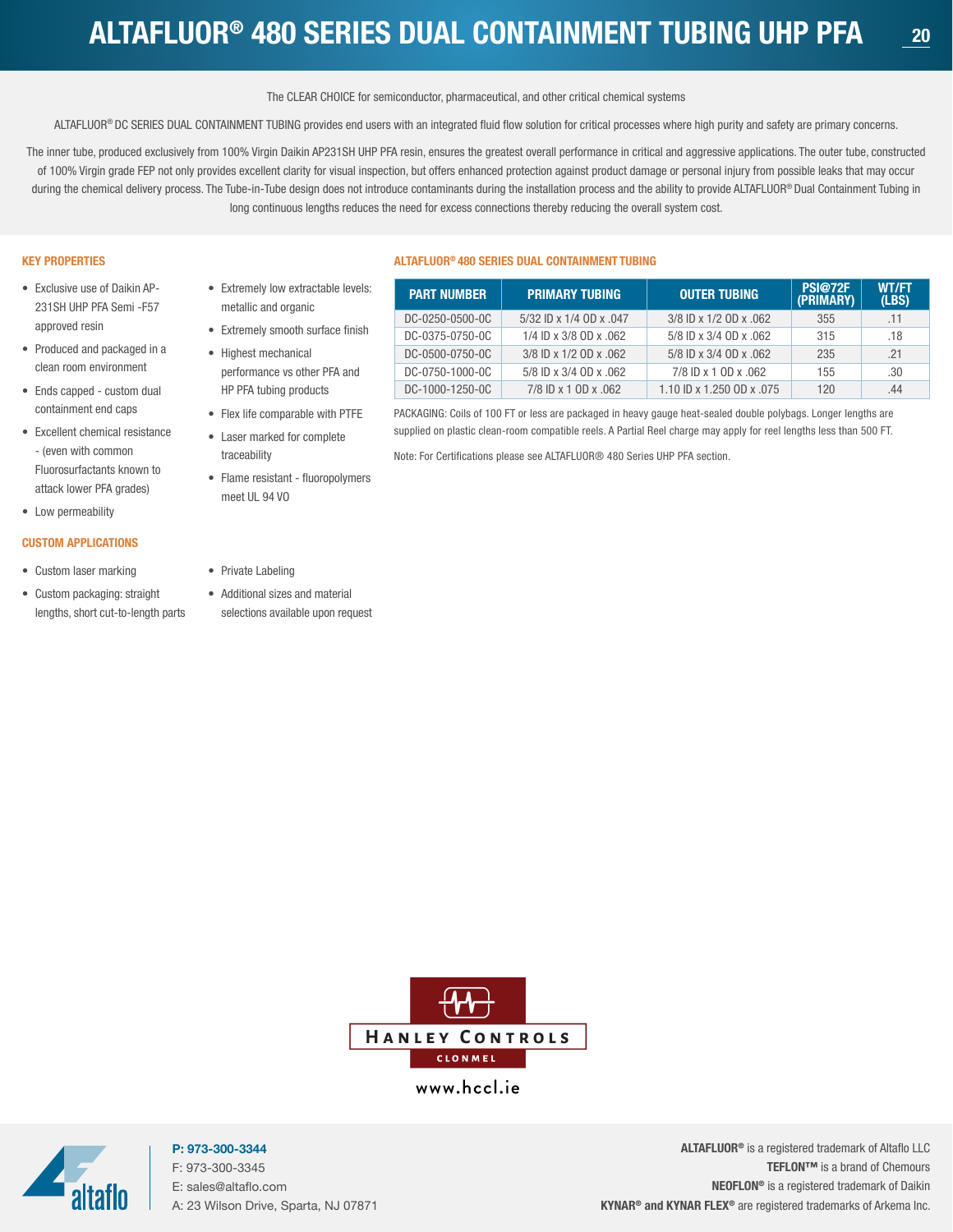# ALTAFLUOR® 480 SERIES DUAL CONTAINMENT TUBING UHP PFA

The CLEAR CHOICE for semiconductor, pharmaceutical, and other critical chemical systems

ALTAFLUOR® DC SERIES DUAL CONTAINMENT TUBING provides end users with an integrated fluid flow solution for critical processes where high purity and safety are primary concerns.

The inner tube, produced exclusively from 100% Virgin Daikin AP231SH UHP PFA resin, ensures the greatest overall performance in critical and aggressive applications. The outer tube, constructed of 100% Virgin grade FEP not only provides excellent clarity for visual inspection, but offers enhanced protection against product damage or personal injury from possible leaks that may occur during the chemical delivery process. The Tube-in-Tube design does not introduce contaminants during the installation process and the ability to provide ALTAFLUOR® Dual Containment Tubing in long continuous lengths reduces the need for excess connections thereby reducing the overall system cost.

## KEY PROPERTIES

- Exclusive use of Daikin AP-231SH UHP PFA Semi -F57 approved resin
- Produced and packaged in a clean room environment
- Ends capped - custom dual containment end caps
- Excellent chemical resistance - (even with common Fluorosurfactants known to attack lower PFA grades)
- Low permeability
- Extremely low extractable levels: metallic and organic
- Extremely smooth surface finish
- Highest mechanical performance vs other PFA and HP PFA tubing products
- Flex life comparable with PTFE
- Laser marked for complete traceability
- Flame resistant - fluoropolymers meet UL 94 VO

## CUSTOM APPLICATIONS

- Custom laser marking
- Custom packaging: straight lengths, short cut-to-length parts
- Private Labeling
- Additional sizes and material selections available upon request

## ALTAFLUOR® 480 SERIES DUAL CONTAINMENT TUBING

| PART NUMBER | PRIMARY TUBING | OUTER TUBING | PSI@72F (PRIMARY) | WT/FT (LBS) |
|---|---|---|---|---|
| DC-0250-0500-0C | 5/32 ID x 1/4 OD x .047 | 3/8 ID x 1/2 OD x .062 | 355 | .11 |
| DC-0375-0750-0C | 1/4 ID x 3/8 OD x .062 | 5/8 ID x 3/4 OD x .062 | 315 | .18 |
| DC-0500-0750-0C | 3/8 ID x 1/2 OD x .062 | 5/8 ID x 3/4 OD x .062 | 235 | .21 |
| DC-0750-1000-0C | 5/8 ID x 3/4 OD x .062 | 7/8 ID x 1 OD x .062 | 155 | .30 |
| DC-1000-1250-0C | 7/8 ID x 1 OD x .062 | 1.10 ID x 1.250 OD x .075 | 120 | .44 |

PACKAGING: Coils of 100 FT or less are packaged in heavy gauge heat-sealed double polybags. Longer lengths are supplied on plastic clean-room compatible reels. A Partial Reel charge may apply for reel lengths less than 500 FT.

Note: For Certifications please see ALTAFLUOR® 480 Series UHP PFA section.

HANLEY CONTROLS
CLONMEL
www.hccl.ie

altaflo

**P: 973-300-3344**
F: 973-300-3345
E: sales@altaflo.com
A: 23 Wilson Drive, Sparta, NJ 07871

**ALTAFLUOR®** is a registered trademark of Altaflo LLC
**TEFLON™** is a brand of Chemours
**NEOFLON®** is a registered trademark of Daikin
**KYNAR® and KYNAR FLEX®** are registered trademarks of Arkema Inc.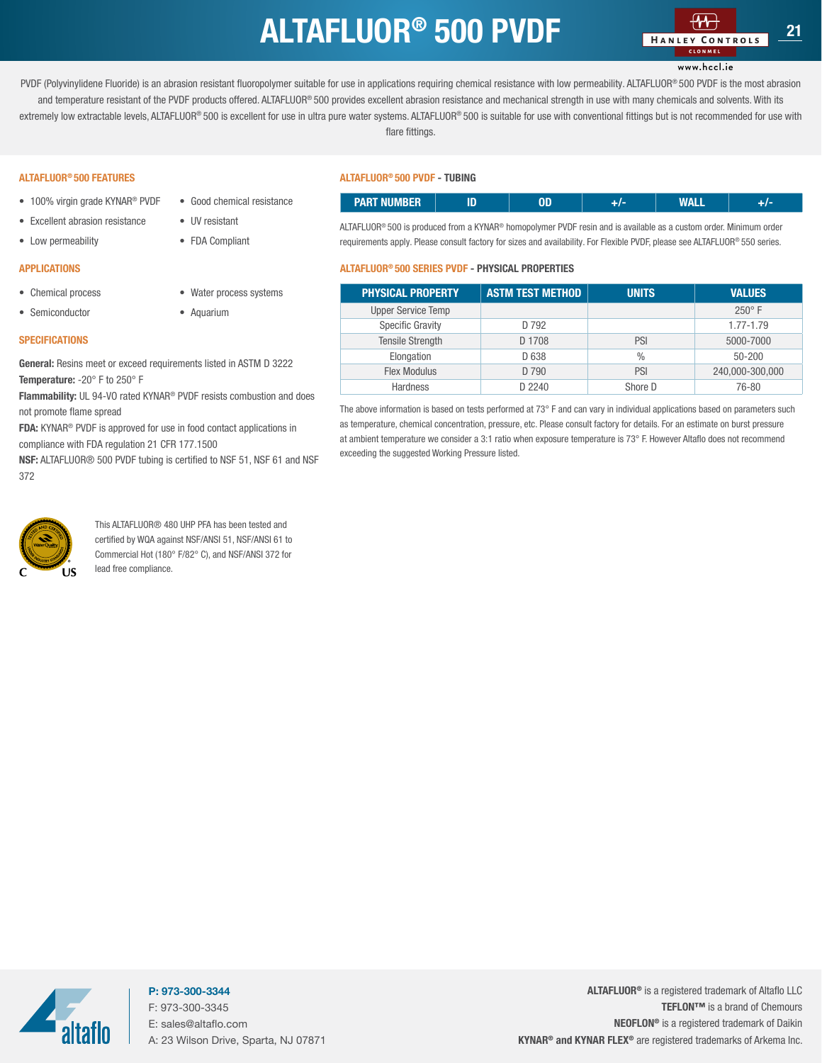# ALTAFLUOR® 500 PVDF

PVDF (Polyvinylidene Fluoride) is an abrasion resistant fluoropolymer suitable for use in applications requiring chemical resistance with low permeability. ALTAFLUOR® 500 PVDF is the most abrasion and temperature resistant of the PVDF products offered. ALTAFLUOR® 500 provides excellent abrasion resistance and mechanical strength in use with many chemicals and solvents. With its extremely low extractable levels, ALTAFLUOR® 500 is excellent for use in ultra pure water systems. ALTAFLUOR® 500 is suitable for use with conventional fittings but is not recommended for use with flare fittings.

## ALTAFLUOR® 500 FEATURES

- 100% virgin grade KYNAR® PVDF
- Excellent abrasion resistance
- Low permeability
- Good chemical resistance
- UV resistant
- FDA Compliant

## APPLICATIONS

- Chemical process
- Semiconductor
- Water process systems
- Aquarium

## SPECIFICATIONS

**General:** Resins meet or exceed requirements listed in ASTM D 3222

**Temperature:** -20° F to 250° F

**Flammability:** UL 94-VO rated KYNAR® PVDF resists combustion and does not promote flame spread

**FDA:** KYNAR® PVDF is approved for use in food contact applications in compliance with FDA regulation 21 CFR 177.1500

**NSF:** ALTAFLUOR® 500 PVDF tubing is certified to NSF 51, NSF 61 and NSF 372

This ALTAFLUOR® 480 UHP PFA has been tested and certified by WQA against NSF/ANSI 51, NSF/ANSI 61 to Commercial Hot (180° F/82° C), and NSF/ANSI 372 for lead free compliance.

## ALTAFLUOR® 500 PVDF - TUBING

| PART NUMBER | ID | OD | +/- | WALL | +/- |
|---|---|---|---|---|---|

ALTAFLUOR® 500 is produced from a KYNAR® homopolymer PVDF resin and is available as a custom order. Minimum order requirements apply. Please consult factory for sizes and availability. For Flexible PVDF, please see ALTAFLUOR® 550 series.

## ALTAFLUOR® 500 SERIES PVDF - PHYSICAL PROPERTIES

| PHYSICAL PROPERTY | ASTM TEST METHOD | UNITS | VALUES |
|---|---|---|---|
| Upper Service Temp | | | 250° F |
| Specific Gravity | D 792 | | 1.77-1.79 |
| Tensile Strength | D 1708 | PSI | 5000-7000 |
| Elongation | D 638 | % | 50-200 |
| Flex Modulus | D 790 | PSI | 240,000-300,000 |
| Hardness | D 2240 | Shore D | 76-80 |

The above information is based on tests performed at 73° F and can vary in individual applications based on parameters such as temperature, chemical concentration, pressure, etc. Please consult factory for details. For an estimate on burst pressure at ambient temperature we consider a 3:1 ratio when exposure temperature is 73° F. However Altaflo does not recommend exceeding the suggested Working Pressure listed.

**P: 973-300-3344**
F: 973-300-3345
E: sales@altaflo.com
A: 23 Wilson Drive, Sparta, NJ 07871

**ALTAFLUOR®** is a registered trademark of Altaflo LLC
**TEFLON™** is a brand of Chemours
**NEOFLON®** is a registered trademark of Daikin
**KYNAR® and KYNAR FLEX®** are registered trademarks of Arkema Inc.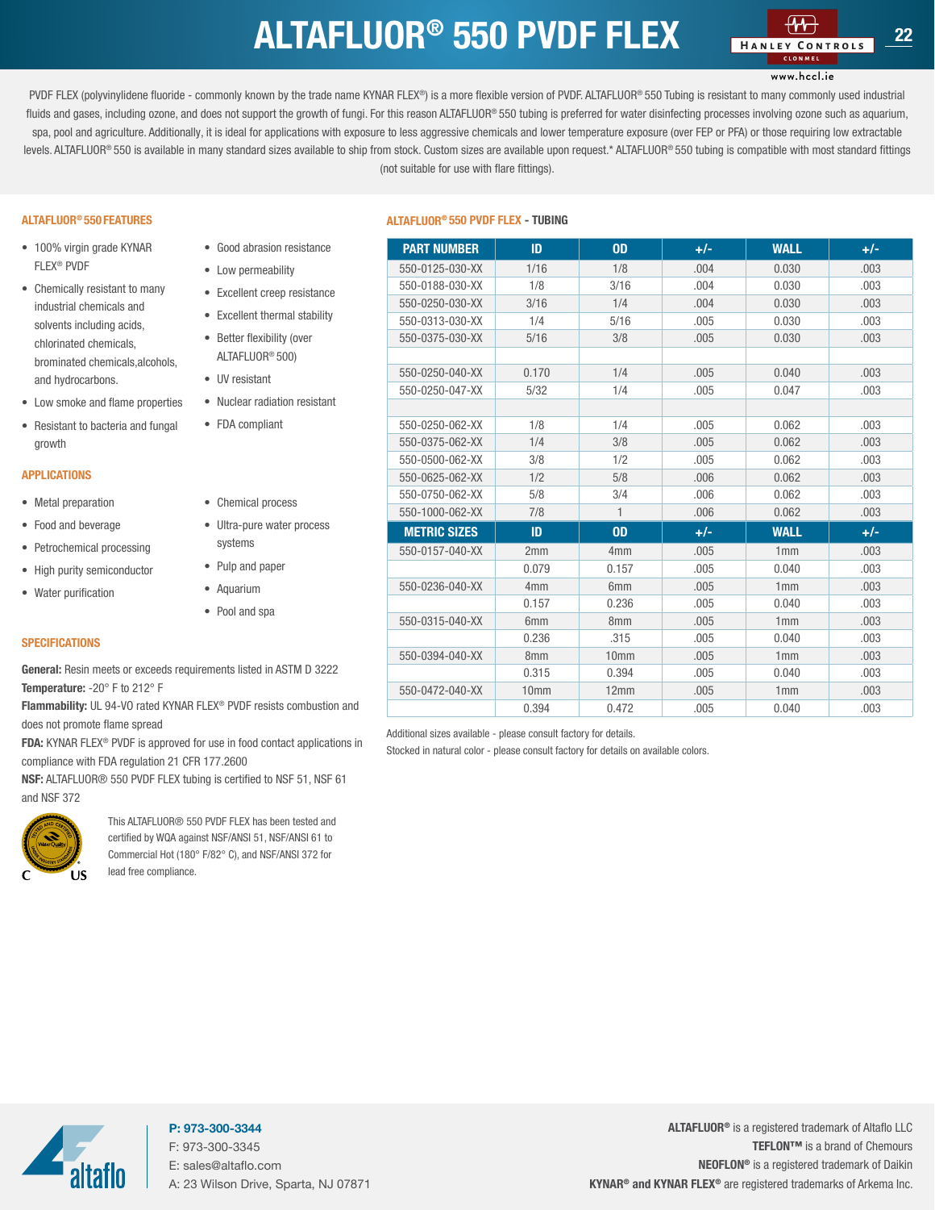# ALTAFLUOR® 550 PVDF FLEX

PVDF FLEX (polyvinylidene fluoride - commonly known by the trade name KYNAR FLEX®) is a more flexible version of PVDF. ALTAFLUOR® 550 Tubing is resistant to many commonly used industrial fluids and gases, including ozone, and does not support the growth of fungi. For this reason ALTAFLUOR® 550 tubing is preferred for water disinfecting processes involving ozone such as aquarium, spa, pool and agriculture. Additionally, it is ideal for applications with exposure to less aggressive chemicals and lower temperature exposure (over FEP or PFA) or those requiring low extractable levels. ALTAFLUOR® 550 is available in many standard sizes available to ship from stock. Custom sizes are available upon request.* ALTAFLUOR® 550 tubing is compatible with most standard fittings (not suitable for use with flare fittings).

## ALTAFLUOR® 550 FEATURES

- 100% virgin grade KYNAR FLEX® PVDF
- Chemically resistant to many industrial chemicals and solvents including acids, chlorinated chemicals, brominated chemicals,alcohols, and hydrocarbons.
- Low smoke and flame properties
- Resistant to bacteria and fungal growth
- Good abrasion resistance
- Low permeability
- Excellent creep resistance
- Excellent thermal stability
- Better flexibility (over ALTAFLUOR® 500)
- UV resistant
- Nuclear radiation resistant
- FDA compliant

## APPLICATIONS

- Metal preparation
- Food and beverage
- Petrochemical processing
- High purity semiconductor
- Water purification
- Chemical process
- Ultra-pure water process systems
- Pulp and paper
- Aquarium
- Pool and spa

## SPECIFICATIONS

**General:** Resin meets or exceeds requirements listed in ASTM D 3222

**Temperature:** -20° F to 212° F

**Flammability:** UL 94-VO rated KYNAR FLEX® PVDF resists combustion and does not promote flame spread

**FDA:** KYNAR FLEX® PVDF is approved for use in food contact applications in compliance with FDA regulation 21 CFR 177.2600

**NSF:** ALTAFLUOR® 550 PVDF FLEX tubing is certified to NSF 51, NSF 61 and NSF 372

This ALTAFLUOR® 550 PVDF FLEX has been tested and certified by WQA against NSF/ANSI 51, NSF/ANSI 61 to Commercial Hot (180° F/82° C), and NSF/ANSI 372 for lead free compliance.

## ALTAFLUOR® 550 PVDF FLEX - TUBING

| PART NUMBER | ID | OD | +/- | WALL | +/- |
|---|---|---|---|---|---|
| 550-0125-030-XX | 1/16 | 1/8 | .004 | 0.030 | .003 |
| 550-0188-030-XX | 1/8 | 3/16 | .004 | 0.030 | .003 |
| 550-0250-030-XX | 3/16 | 1/4 | .004 | 0.030 | .003 |
| 550-0313-030-XX | 1/4 | 5/16 | .005 | 0.030 | .003 |
| 550-0375-030-XX | 5/16 | 3/8 | .005 | 0.030 | .003 |
| | | | | | |
| 550-0250-040-XX | 0.170 | 1/4 | .005 | 0.040 | .003 |
| 550-0250-047-XX | 5/32 | 1/4 | .005 | 0.047 | .003 |
| | | | | | |
| 550-0250-062-XX | 1/8 | 1/4 | .005 | 0.062 | .003 |
| 550-0375-062-XX | 1/4 | 3/8 | .005 | 0.062 | .003 |
| 550-0500-062-XX | 3/8 | 1/2 | .005 | 0.062 | .003 |
| 550-0625-062-XX | 1/2 | 5/8 | .006 | 0.062 | .003 |
| 550-0750-062-XX | 5/8 | 3/4 | .006 | 0.062 | .003 |
| 550-1000-062-XX | 7/8 | 1 | .006 | 0.062 | .003 |
| **METRIC SIZES** | **ID** | **OD** | **+/-** | **WALL** | **+/-** |
| 550-0157-040-XX | 2mm | 4mm | .005 | 1mm | .003 |
| | 0.079 | 0.157 | .005 | 0.040 | .003 |
| 550-0236-040-XX | 4mm | 6mm | .005 | 1mm | .003 |
| | 0.157 | 0.236 | .005 | 0.040 | .003 |
| 550-0315-040-XX | 6mm | 8mm | .005 | 1mm | .003 |
| | 0.236 | .315 | .005 | 0.040 | .003 |
| 550-0394-040-XX | 8mm | 10mm | .005 | 1mm | .003 |
| | 0.315 | 0.394 | .005 | 0.040 | .003 |
| 550-0472-040-XX | 10mm | 12mm | .005 | 1mm | .003 |
| | 0.394 | 0.472 | .005 | 0.040 | .003 |

Additional sizes available - please consult factory for details.

Stocked in natural color - please consult factory for details on available colors.

**P: 973-300-3344**
F: 973-300-3345
E: sales@altaflo.com
A: 23 Wilson Drive, Sparta, NJ 07871

**ALTAFLUOR®** is a registered trademark of Altaflo LLC
**TEFLON™** is a brand of Chemours
**NEOFLON®** is a registered trademark of Daikin
**KYNAR® and KYNAR FLEX®** are registered trademarks of Arkema Inc.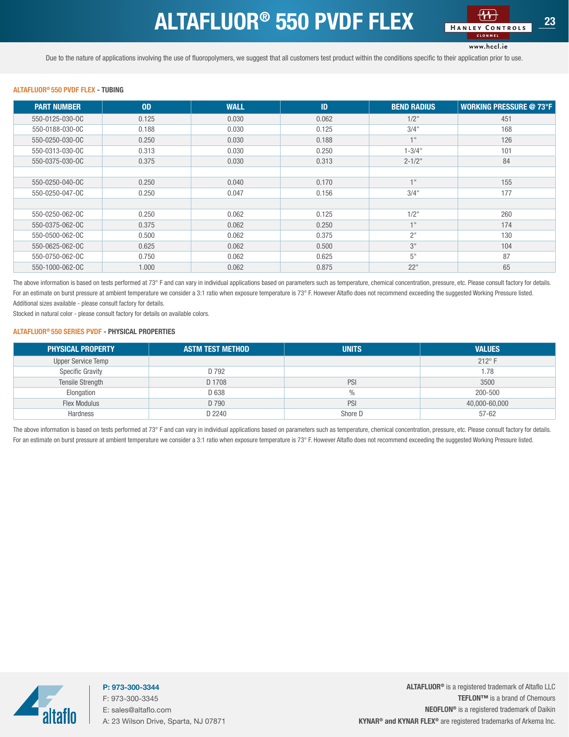# ALTAFLUOR® 550 PVDF FLEX

Due to the nature of applications involving the use of fluoropolymers, we suggest that all customers test product within the conditions specific to their application prior to use.

### ALTAFLUOR® 550 PVDF FLEX - TUBING

| PART NUMBER | OD | WALL | ID | BEND RADIUS | WORKING PRESSURE @ 73°F |
|---|---|---|---|---|---|
| 550-0125-030-0C | 0.125 | 0.030 | 0.062 | 1/2" | 451 |
| 550-0188-030-0C | 0.188 | 0.030 | 0.125 | 3/4" | 168 |
| 550-0250-030-0C | 0.250 | 0.030 | 0.188 | 1" | 126 |
| 550-0313-030-0C | 0.313 | 0.030 | 0.250 | 1-3/4" | 101 |
| 550-0375-030-0C | 0.375 | 0.030 | 0.313 | 2-1/2" | 84 |
| | | | | | |
| 550-0250-040-0C | 0.250 | 0.040 | 0.170 | 1" | 155 |
| 550-0250-047-0C | 0.250 | 0.047 | 0.156 | 3/4" | 177 |
| | | | | | |
| 550-0250-062-0C | 0.250 | 0.062 | 0.125 | 1/2" | 260 |
| 550-0375-062-0C | 0.375 | 0.062 | 0.250 | 1" | 174 |
| 550-0500-062-0C | 0.500 | 0.062 | 0.375 | 2" | 130 |
| 550-0625-062-0C | 0.625 | 0.062 | 0.500 | 3" | 104 |
| 550-0750-062-0C | 0.750 | 0.062 | 0.625 | 5" | 87 |
| 550-1000-062-0C | 1.000 | 0.062 | 0.875 | 22" | 65 |

The above information is based on tests performed at 73° F and can vary in individual applications based on parameters such as temperature, chemical concentration, pressure, etc. Please consult factory for details.
For an estimate on burst pressure at ambient temperature we consider a 3:1 ratio when exposure temperature is 73° F. However Altaflo does not recommend exceeding the suggested Working Pressure listed.
Additional sizes available - please consult factory for details.
Stocked in natural color - please consult factory for details on available colors.

### ALTAFLUOR® 550 SERIES PVDF - PHYSICAL PROPERTIES

| PHYSICAL PROPERTY | ASTM TEST METHOD | UNITS | VALUES |
|---|---|---|---|
| Upper Service Temp | | | 212° F |
| Specific Gravity | D 792 | | 1.78 |
| Tensile Strength | D 1708 | PSI | 3500 |
| Elongation | D 638 | % | 200-500 |
| Flex Modulus | D 790 | PSI | 40,000-60,000 |
| Hardness | D 2240 | Shore D | 57-62 |

The above information is based on tests performed at 73° F and can vary in individual applications based on parameters such as temperature, chemical concentration, pressure, etc. Please consult factory for details.
For an estimate on burst pressure at ambient temperature we consider a 3:1 ratio when exposure temperature is 73° F. However Altaflo does not recommend exceeding the suggested Working Pressure listed.

**P: 973-300-3344**
F: 973-300-3345
E: sales@altaflo.com
A: 23 Wilson Drive, Sparta, NJ 07871

**ALTAFLUOR®** is a registered trademark of Altaflo LLC
**TEFLON™** is a brand of Chemours
**NEOFLON®** is a registered trademark of Daikin
**KYNAR® and KYNAR FLEX®** are registered trademarks of Arkema Inc.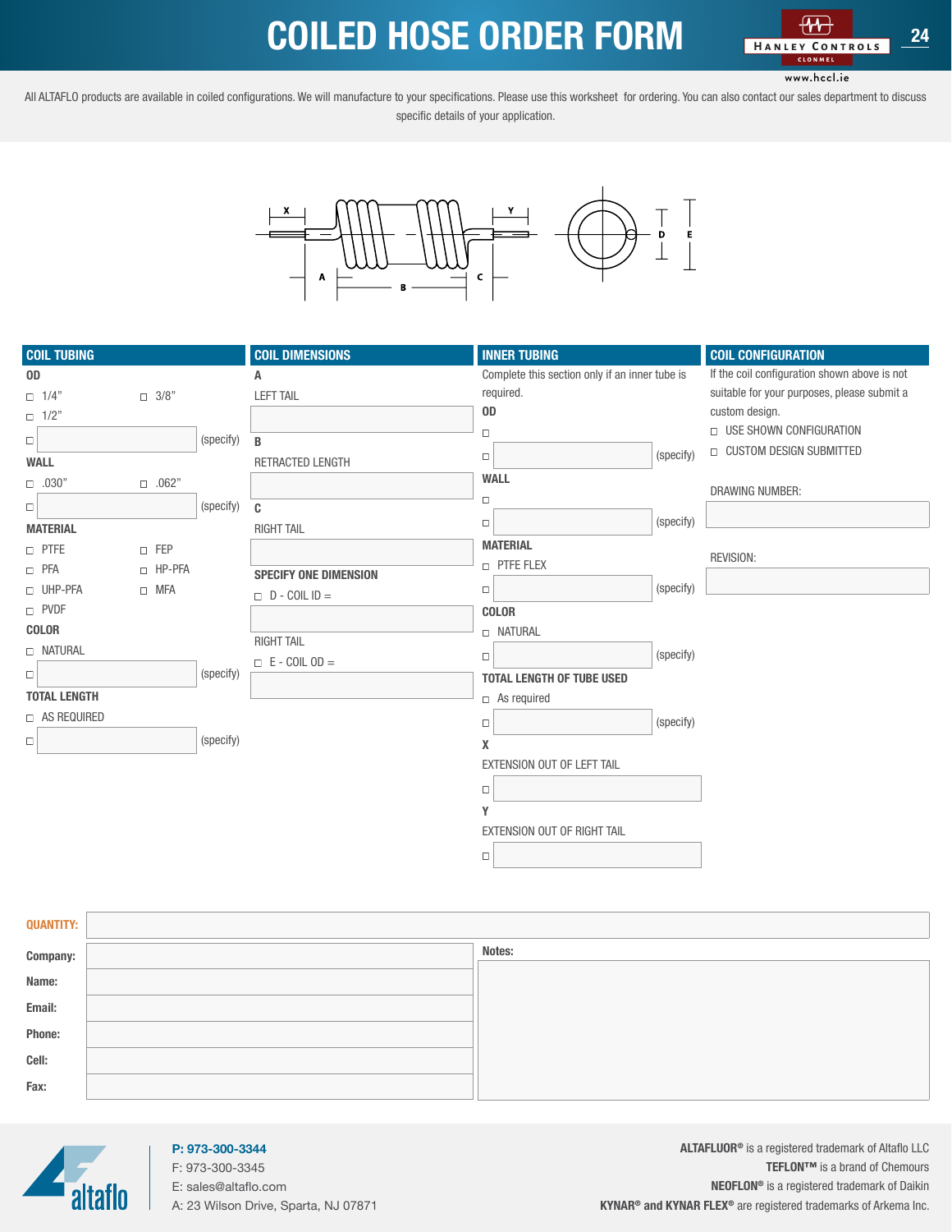# COILED HOSE ORDER FORM

All ALTAFLO products are available in coiled configurations. We will manufacture to your specifications. Please use this worksheet for ordering. You can also contact our sales department to discuss specific details of your application.

## COIL TUBING

**OD**

- ☐ 1/4"
- ☐ 3/8"
- ☐ 1/2"
- ☐ ________ (specify)

**WALL**

- ☐ .030"
- ☐ .062"
- ☐ ________ (specify)

**MATERIAL**

- ☐ PTFE
- ☐ FEP
- ☐ PFA
- ☐ HP-PFA
- ☐ UHP-PFA
- ☐ MFA
- ☐ PVDF

**COLOR**

- ☐ NATURAL
- ☐ ________ (specify)

**TOTAL LENGTH**

- ☐ AS REQUIRED
- ☐ ________ (specify)

## COIL DIMENSIONS

**A**

LEFT TAIL

________

**B**

RETRACTED LENGTH

________

**C**

RIGHT TAIL

________

**SPECIFY ONE DIMENSION**

- ☐ D - COIL ID =

________

RIGHT TAIL

- ☐ E - COIL OD =

________

## INNER TUBING

Complete this section only if an inner tube is required.

**OD**

- ☐
- ☐ ________ (specify)

**WALL**

- ☐
- ☐ ________ (specify)

**MATERIAL**

- ☐ PTFE FLEX
- ☐ ________ (specify)

**COLOR**

- ☐ NATURAL
- ☐ ________ (specify)

**TOTAL LENGTH OF TUBE USED**

- ☐ As required
- ☐ ________ (specify)

**X**

EXTENSION OUT OF LEFT TAIL

- ☐ ________

**Y**

EXTENSION OUT OF RIGHT TAIL

- ☐ ________

## COIL CONFIGURATION

If the coil configuration shown above is not suitable for your purposes, please submit a custom design.

- ☐ USE SHOWN CONFIGURATION
- ☐ CUSTOM DESIGN SUBMITTED

DRAWING NUMBER:

________

REVISION:

________

**QUANTITY:** ________

**Company:** ________

**Name:** ________

**Email:** ________

**Phone:** ________

**Cell:** ________

**Fax:** ________

**Notes:**

________

**P: 973-300-3344**
F: 973-300-3345
E: sales@altaflo.com
A: 23 Wilson Drive, Sparta, NJ 07871

**ALTAFLUOR®** is a registered trademark of Altaflo LLC
**TEFLON™** is a brand of Chemours
**NEOFLON®** is a registered trademark of Daikin
**KYNAR® and KYNAR FLEX®** are registered trademarks of Arkema Inc.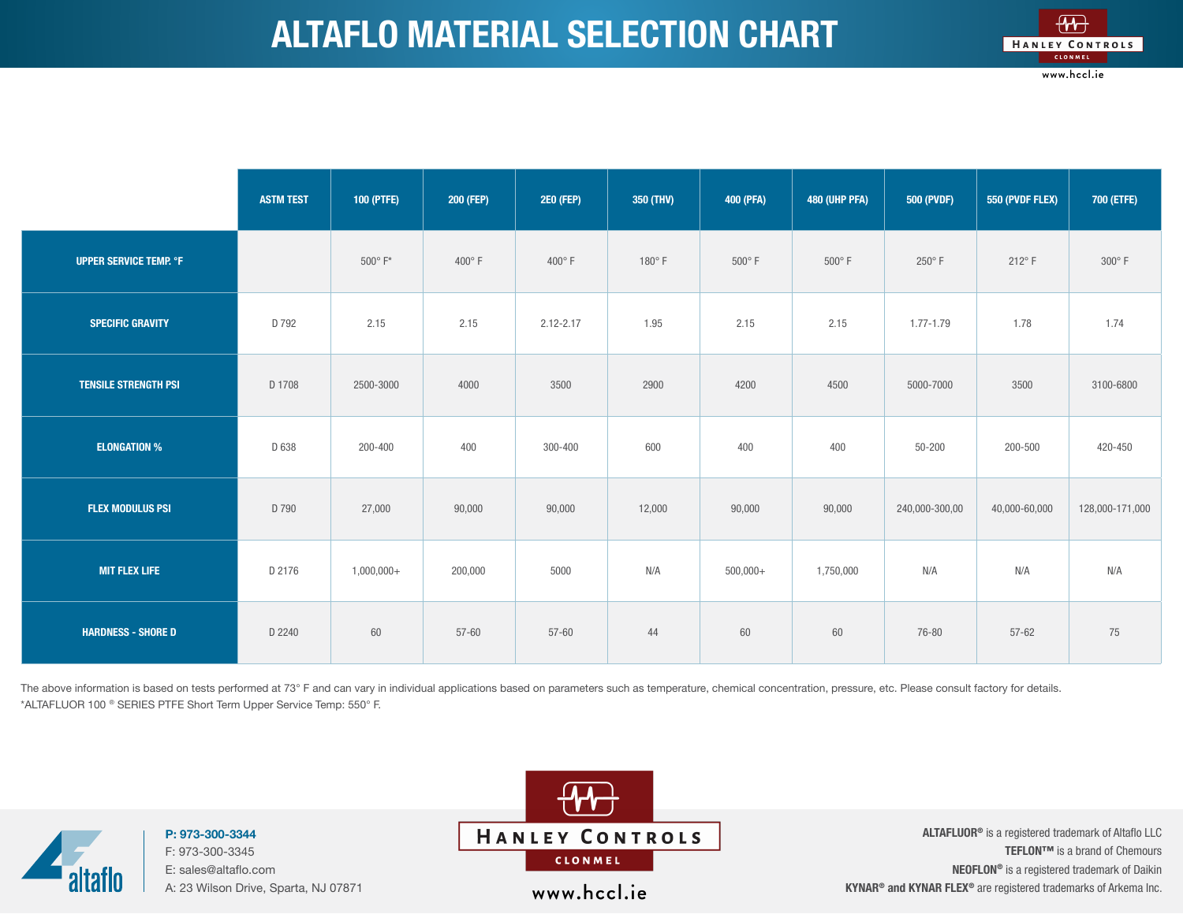# ALTAFLO MATERIAL SELECTION CHART

| | ASTM TEST | 100 (PTFE) | 200 (FEP) | 2E0 (FEP) | 350 (THV) | 400 (PFA) | 480 (UHP PFA) | 500 (PVDF) | 550 (PVDF FLEX) | 700 (ETFE) |
|---|---|---|---|---|---|---|---|---|---|---|
| UPPER SERVICE TEMP. °F | | 500° F* | 400° F | 400° F | 180° F | 500° F | 500° F | 250° F | 212° F | 300° F |
| SPECIFIC GRAVITY | D 792 | 2.15 | 2.15 | 2.12-2.17 | 1.95 | 2.15 | 2.15 | 1.77-1.79 | 1.78 | 1.74 |
| TENSILE STRENGTH PSI | D 1708 | 2500-3000 | 4000 | 3500 | 2900 | 4200 | 4500 | 5000-7000 | 3500 | 3100-6800 |
| ELONGATION % | D 638 | 200-400 | 400 | 300-400 | 600 | 400 | 400 | 50-200 | 200-500 | 420-450 |
| FLEX MODULUS PSI | D 790 | 27,000 | 90,000 | 90,000 | 12,000 | 90,000 | 90,000 | 240,000-300,00 | 40,000-60,000 | 128,000-171,000 |
| MIT FLEX LIFE | D 2176 | 1,000,000+ | 200,000 | 5000 | N/A | 500,000+ | 1,750,000 | N/A | N/A | N/A |
| HARDNESS - SHORE D | D 2240 | 60 | 57-60 | 57-60 | 44 | 60 | 60 | 76-80 | 57-62 | 75 |

The above information is based on tests performed at 73° F and can vary in individual applications based on parameters such as temperature, chemical concentration, pressure, etc. Please consult factory for details.
*ALTAFLUOR 100 ® SERIES PTFE Short Term Upper Service Temp: 550° F.

altaflo

**P: 973-300-3344**
F: 973-300-3345
E: sales@altaflo.com
A: 23 Wilson Drive, Sparta, NJ 07871

HANLEY CONTROLS
CLONMEL
www.hccl.ie

**ALTAFLUOR®** is a registered trademark of Altaflo LLC
**TEFLON™** is a brand of Chemours
**NEOFLON®** is a registered trademark of Daikin
**KYNAR® and KYNAR FLEX®** are registered trademarks of Arkema Inc.